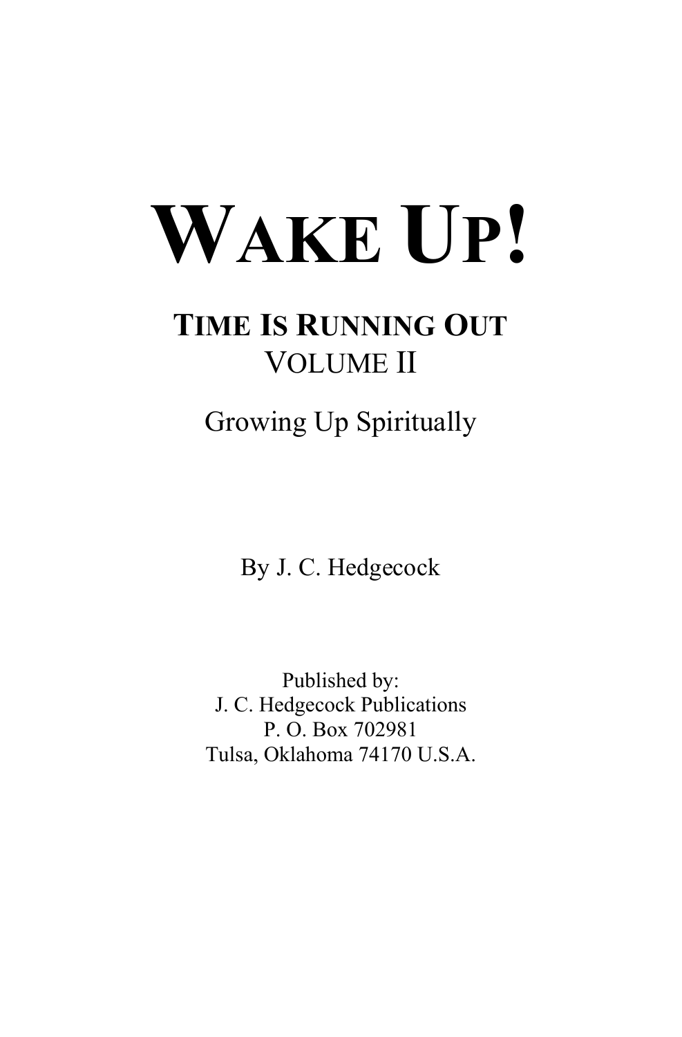# WAKE UP!

## TIME IS RUNNING OUT

VOLUME II

Growing Up Spiritually

By J. C. Hedgecock

Published by:
J. C. Hedgecock Publications
P. O. Box 702981
Tulsa, Oklahoma 74170 U.S.A.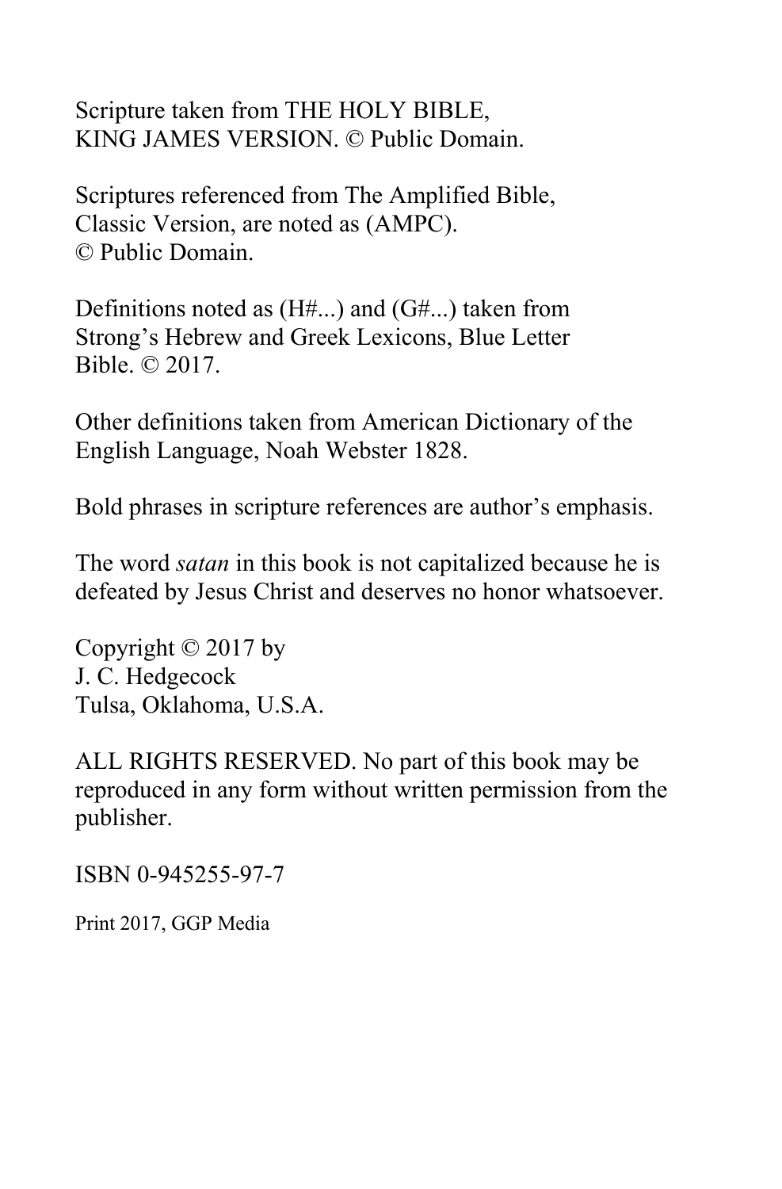Scripture taken from THE HOLY BIBLE,
KING JAMES VERSION. © Public Domain.

Scriptures referenced from The Amplified Bible,
Classic Version, are noted as (AMPC).
© Public Domain.

Definitions noted as (H#...) and (G#...) taken from
Strong's Hebrew and Greek Lexicons, Blue Letter
Bible. © 2017.

Other definitions taken from American Dictionary of the
English Language, Noah Webster 1828.

Bold phrases in scripture references are author's emphasis.

The word *satan* in this book is not capitalized because he is
defeated by Jesus Christ and deserves no honor whatsoever.

Copyright © 2017 by
J. C. Hedgecock
Tulsa, Oklahoma, U.S.A.

ALL RIGHTS RESERVED. No part of this book may be
reproduced in any form without written permission from the
publisher.

ISBN 0-945255-97-7

Print 2017, GGP Media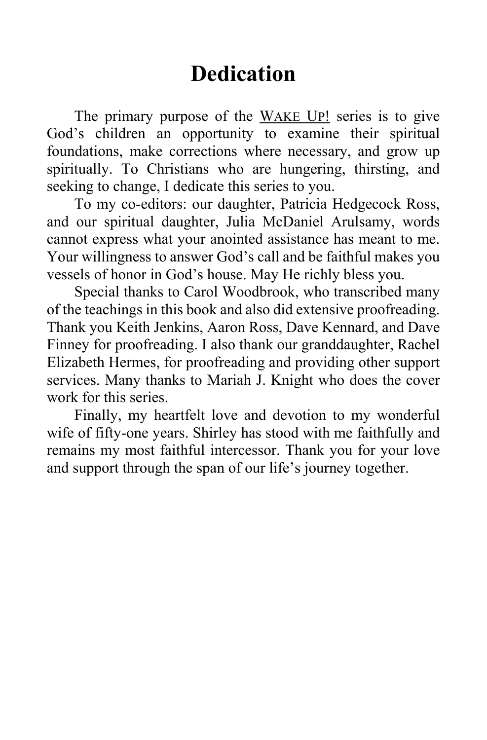# Dedication

The primary purpose of the WAKE UP! series is to give God's children an opportunity to examine their spiritual foundations, make corrections where necessary, and grow up spiritually. To Christians who are hungering, thirsting, and seeking to change, I dedicate this series to you.

To my co-editors: our daughter, Patricia Hedgecock Ross, and our spiritual daughter, Julia McDaniel Arulsamy, words cannot express what your anointed assistance has meant to me. Your willingness to answer God's call and be faithful makes you vessels of honor in God's house. May He richly bless you.

Special thanks to Carol Woodbrook, who transcribed many of the teachings in this book and also did extensive proofreading. Thank you Keith Jenkins, Aaron Ross, Dave Kennard, and Dave Finney for proofreading. I also thank our granddaughter, Rachel Elizabeth Hermes, for proofreading and providing other support services. Many thanks to Mariah J. Knight who does the cover work for this series.

Finally, my heartfelt love and devotion to my wonderful wife of fifty-one years. Shirley has stood with me faithfully and remains my most faithful intercessor. Thank you for your love and support through the span of our life's journey together.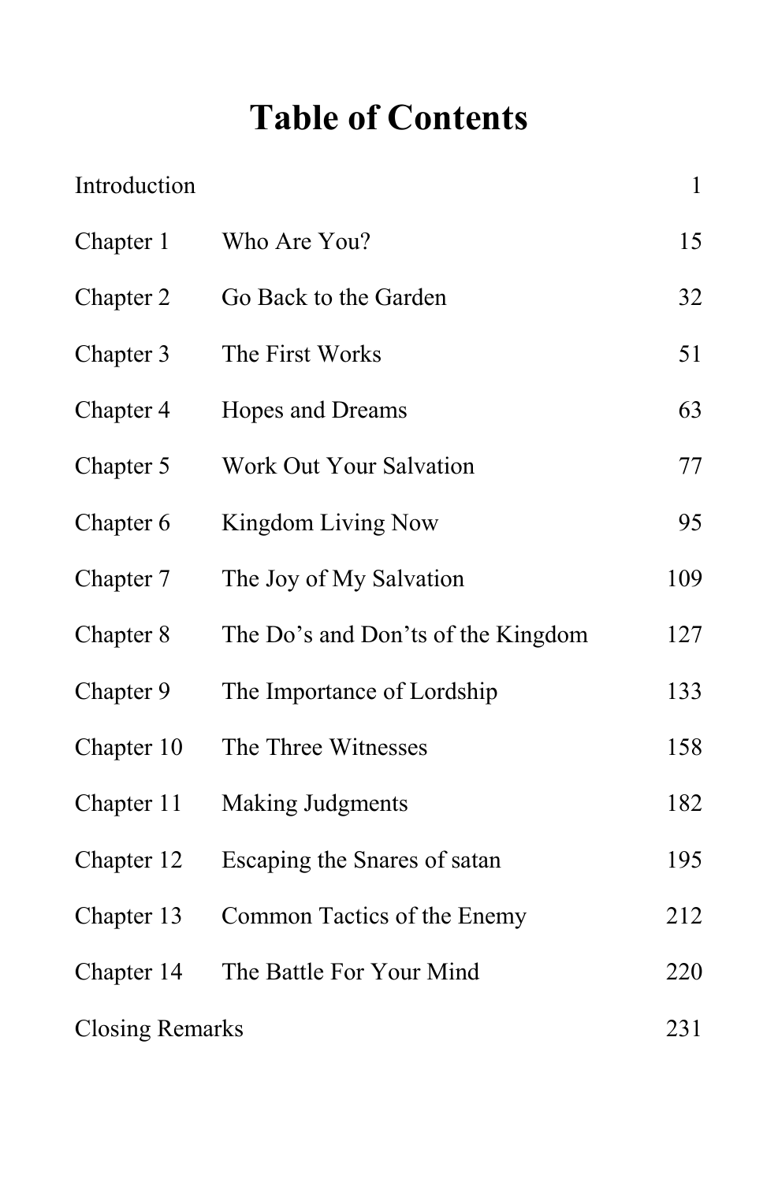# Table of Contents

| | | |
|---|---|---|
| Introduction | | 1 |
| Chapter 1 | Who Are You? | 15 |
| Chapter 2 | Go Back to the Garden | 32 |
| Chapter 3 | The First Works | 51 |
| Chapter 4 | Hopes and Dreams | 63 |
| Chapter 5 | Work Out Your Salvation | 77 |
| Chapter 6 | Kingdom Living Now | 95 |
| Chapter 7 | The Joy of My Salvation | 109 |
| Chapter 8 | The Do's and Don'ts of the Kingdom | 127 |
| Chapter 9 | The Importance of Lordship | 133 |
| Chapter 10 | The Three Witnesses | 158 |
| Chapter 11 | Making Judgments | 182 |
| Chapter 12 | Escaping the Snares of satan | 195 |
| Chapter 13 | Common Tactics of the Enemy | 212 |
| Chapter 14 | The Battle For Your Mind | 220 |
| Closing Remarks | | 231 |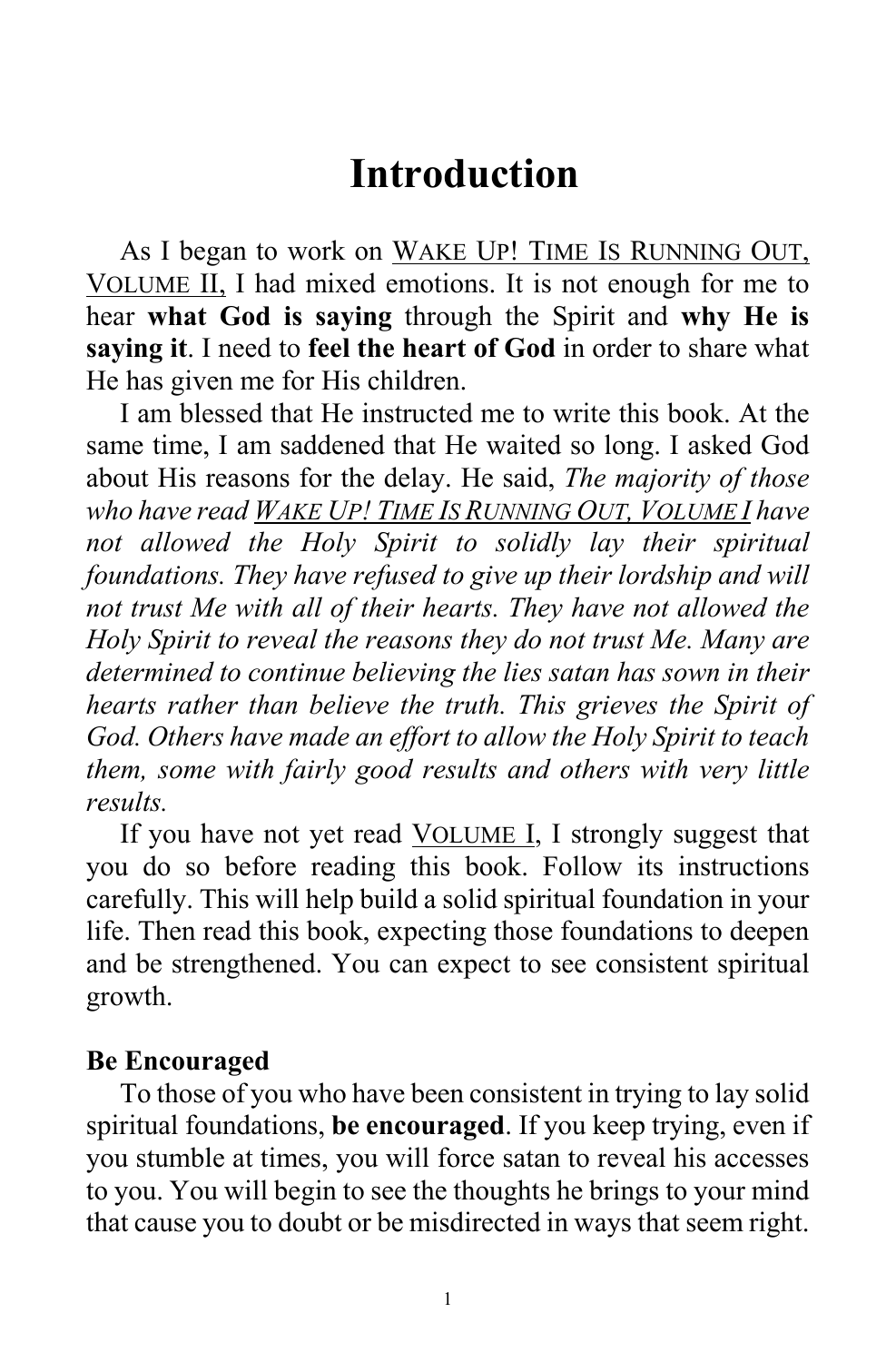# Introduction

As I began to work on WAKE UP! TIME IS RUNNING OUT, VOLUME II, I had mixed emotions. It is not enough for me to hear **what God is saying** through the Spirit and **why He is saying it**. I need to **feel the heart of God** in order to share what He has given me for His children.

I am blessed that He instructed me to write this book. At the same time, I am saddened that He waited so long. I asked God about His reasons for the delay. He said, *The majority of those who have read WAKE UP! TIME IS RUNNING OUT, VOLUME I have not allowed the Holy Spirit to solidly lay their spiritual foundations. They have refused to give up their lordship and will not trust Me with all of their hearts. They have not allowed the Holy Spirit to reveal the reasons they do not trust Me. Many are determined to continue believing the lies satan has sown in their hearts rather than believe the truth. This grieves the Spirit of God. Others have made an effort to allow the Holy Spirit to teach them, some with fairly good results and others with very little results.*

If you have not yet read VOLUME I, I strongly suggest that you do so before reading this book. Follow its instructions carefully. This will help build a solid spiritual foundation in your life. Then read this book, expecting those foundations to deepen and be strengthened. You can expect to see consistent spiritual growth.

**Be Encouraged**

To those of you who have been consistent in trying to lay solid spiritual foundations, **be encouraged**. If you keep trying, even if you stumble at times, you will force satan to reveal his accesses to you. You will begin to see the thoughts he brings to your mind that cause you to doubt or be misdirected in ways that seem right.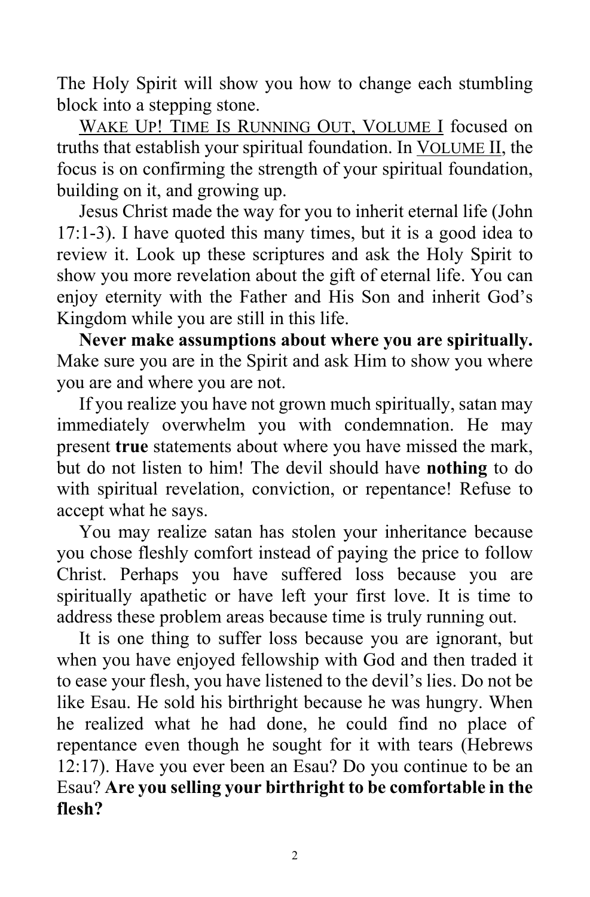The Holy Spirit will show you how to change each stumbling block into a stepping stone.

WAKE UP! TIME IS RUNNING OUT, VOLUME I focused on truths that establish your spiritual foundation. In VOLUME II, the focus is on confirming the strength of your spiritual foundation, building on it, and growing up.

Jesus Christ made the way for you to inherit eternal life (John 17:1-3). I have quoted this many times, but it is a good idea to review it. Look up these scriptures and ask the Holy Spirit to show you more revelation about the gift of eternal life. You can enjoy eternity with the Father and His Son and inherit God's Kingdom while you are still in this life.

**Never make assumptions about where you are spiritually.** Make sure you are in the Spirit and ask Him to show you where you are and where you are not.

If you realize you have not grown much spiritually, satan may immediately overwhelm you with condemnation. He may present **true** statements about where you have missed the mark, but do not listen to him! The devil should have **nothing** to do with spiritual revelation, conviction, or repentance! Refuse to accept what he says.

You may realize satan has stolen your inheritance because you chose fleshly comfort instead of paying the price to follow Christ. Perhaps you have suffered loss because you are spiritually apathetic or have left your first love. It is time to address these problem areas because time is truly running out.

It is one thing to suffer loss because you are ignorant, but when you have enjoyed fellowship with God and then traded it to ease your flesh, you have listened to the devil's lies. Do not be like Esau. He sold his birthright because he was hungry. When he realized what he had done, he could find no place of repentance even though he sought for it with tears (Hebrews 12:17). Have you ever been an Esau? Do you continue to be an Esau? **Are you selling your birthright to be comfortable in the flesh?**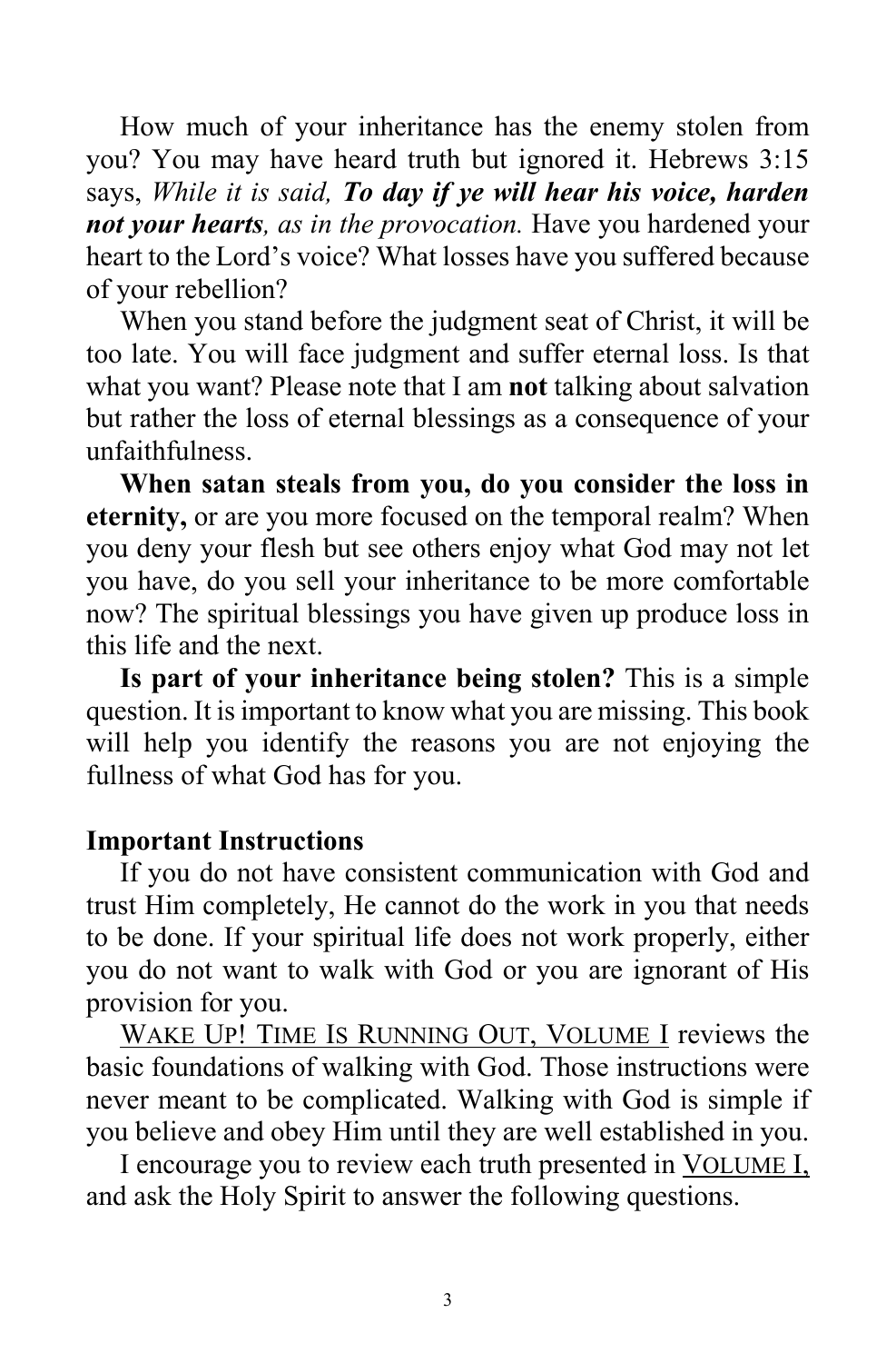How much of your inheritance has the enemy stolen from you? You may have heard truth but ignored it. Hebrews 3:15 says, *While it is said, **To day if ye will hear his voice, harden not your hearts**, as in the provocation.* Have you hardened your heart to the Lord's voice? What losses have you suffered because of your rebellion?

When you stand before the judgment seat of Christ, it will be too late. You will face judgment and suffer eternal loss. Is that what you want? Please note that I am **not** talking about salvation but rather the loss of eternal blessings as a consequence of your unfaithfulness.

**When satan steals from you, do you consider the loss in eternity,** or are you more focused on the temporal realm? When you deny your flesh but see others enjoy what God may not let you have, do you sell your inheritance to be more comfortable now? The spiritual blessings you have given up produce loss in this life and the next.

**Is part of your inheritance being stolen?** This is a simple question. It is important to know what you are missing. This book will help you identify the reasons you are not enjoying the fullness of what God has for you.

**Important Instructions**

If you do not have consistent communication with God and trust Him completely, He cannot do the work in you that needs to be done. If your spiritual life does not work properly, either you do not want to walk with God or you are ignorant of His provision for you.

<u>WAKE UP! TIME IS RUNNING OUT, VOLUME I</u> reviews the basic foundations of walking with God. Those instructions were never meant to be complicated. Walking with God is simple if you believe and obey Him until they are well established in you.

I encourage you to review each truth presented in <u>VOLUME I,</u> and ask the Holy Spirit to answer the following questions.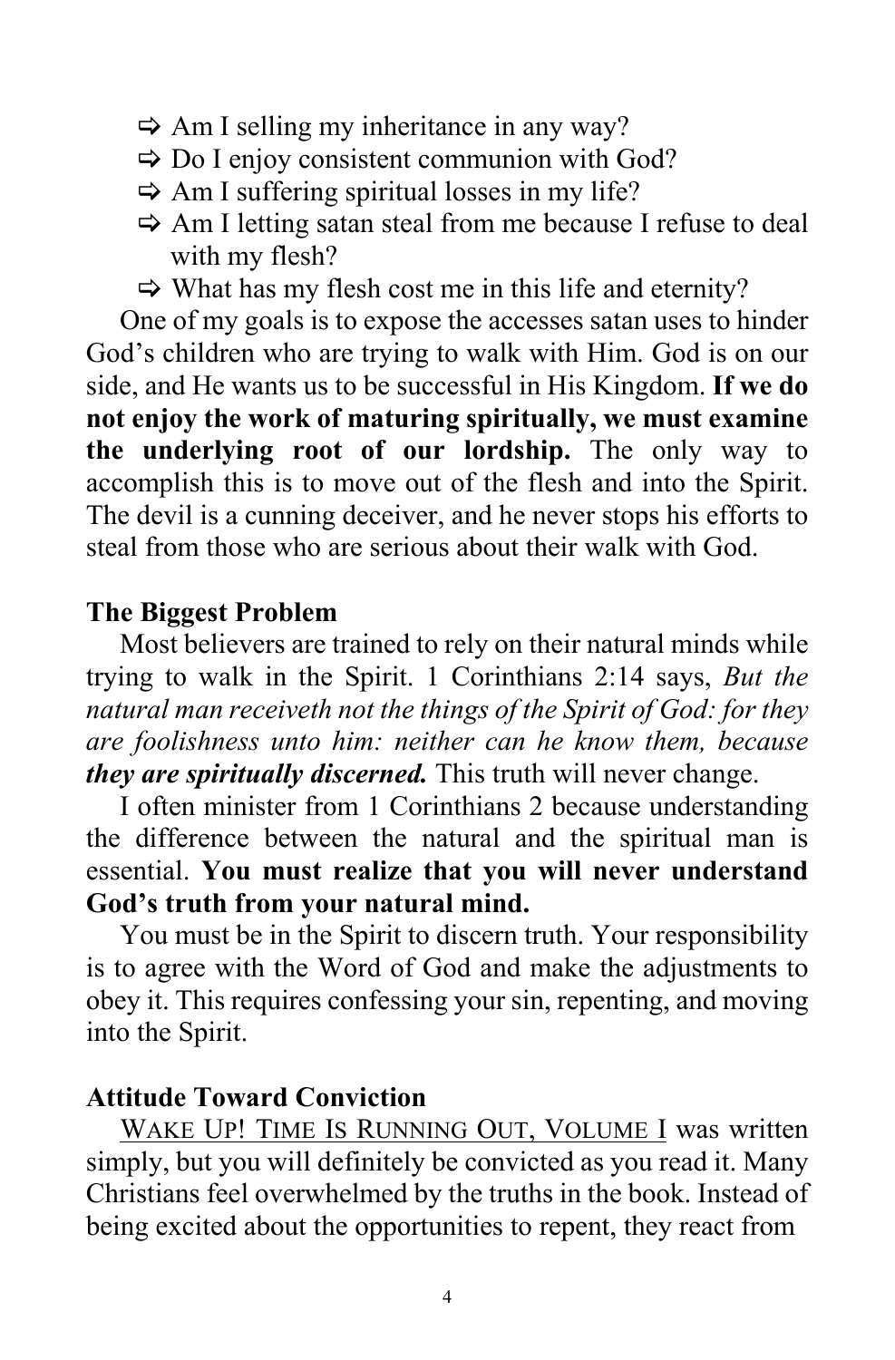- ⇨ Am I selling my inheritance in any way?
- ⇨ Do I enjoy consistent communion with God?
- ⇨ Am I suffering spiritual losses in my life?
- ⇨ Am I letting satan steal from me because I refuse to deal with my flesh?
- ⇨ What has my flesh cost me in this life and eternity?

One of my goals is to expose the accesses satan uses to hinder God's children who are trying to walk with Him. God is on our side, and He wants us to be successful in His Kingdom. **If we do not enjoy the work of maturing spiritually, we must examine the underlying root of our lordship.** The only way to accomplish this is to move out of the flesh and into the Spirit. The devil is a cunning deceiver, and he never stops his efforts to steal from those who are serious about their walk with God.

### The Biggest Problem

Most believers are trained to rely on their natural minds while trying to walk in the Spirit. 1 Corinthians 2:14 says, *But the natural man receiveth not the things of the Spirit of God: for they are foolishness unto him: neither can he know them, because **they are spiritually discerned.*** This truth will never change.

I often minister from 1 Corinthians 2 because understanding the difference between the natural and the spiritual man is essential. **You must realize that you will never understand God's truth from your natural mind.**

You must be in the Spirit to discern truth. Your responsibility is to agree with the Word of God and make the adjustments to obey it. This requires confessing your sin, repenting, and moving into the Spirit.

### Attitude Toward Conviction

<u>WAKE UP! TIME IS RUNNING OUT, VOLUME I</u> was written simply, but you will definitely be convicted as you read it. Many Christians feel overwhelmed by the truths in the book. Instead of being excited about the opportunities to repent, they react from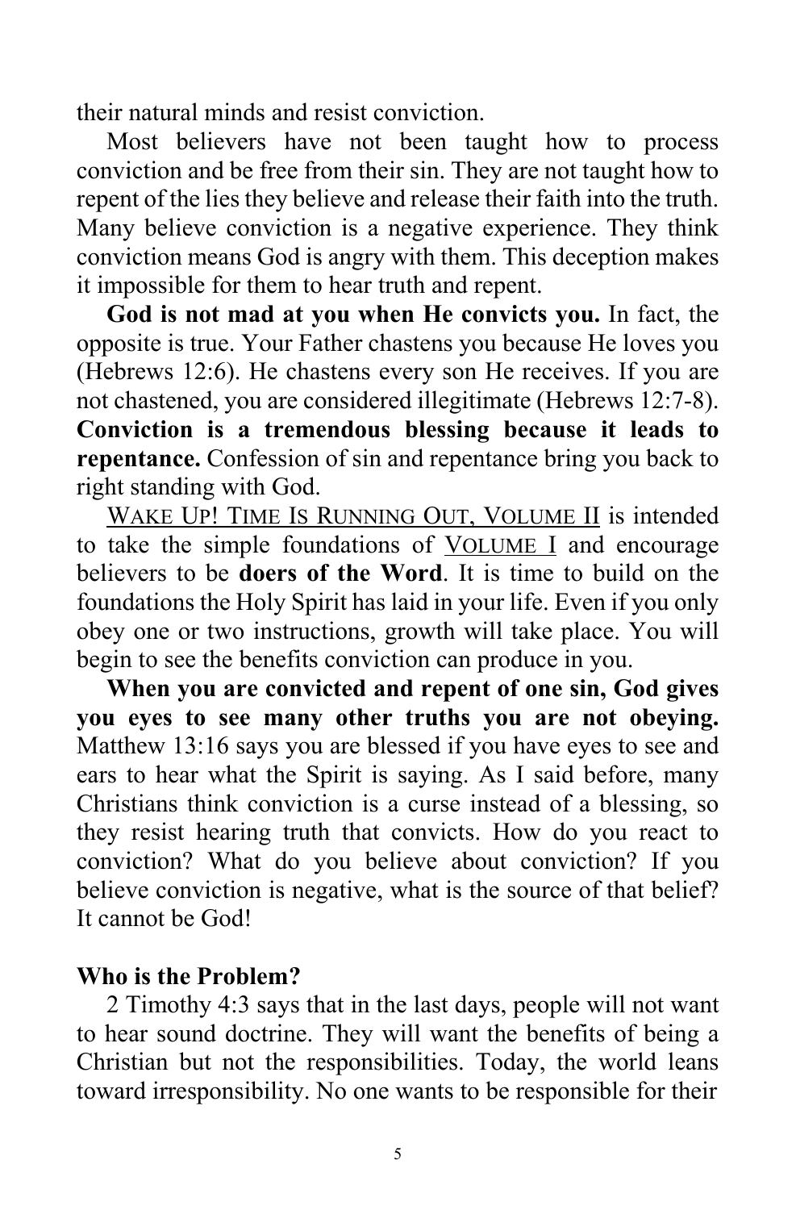their natural minds and resist conviction.

Most believers have not been taught how to process conviction and be free from their sin. They are not taught how to repent of the lies they believe and release their faith into the truth. Many believe conviction is a negative experience. They think conviction means God is angry with them. This deception makes it impossible for them to hear truth and repent.

**God is not mad at you when He convicts you.** In fact, the opposite is true. Your Father chastens you because He loves you (Hebrews 12:6). He chastens every son He receives. If you are not chastened, you are considered illegitimate (Hebrews 12:7-8). **Conviction is a tremendous blessing because it leads to repentance.** Confession of sin and repentance bring you back to right standing with God.

<u>WAKE UP! TIME IS RUNNING OUT, VOLUME II</u> is intended to take the simple foundations of <u>VOLUME I</u> and encourage believers to be **doers of the Word**. It is time to build on the foundations the Holy Spirit has laid in your life. Even if you only obey one or two instructions, growth will take place. You will begin to see the benefits conviction can produce in you.

**When you are convicted and repent of one sin, God gives you eyes to see many other truths you are not obeying.** Matthew 13:16 says you are blessed if you have eyes to see and ears to hear what the Spirit is saying. As I said before, many Christians think conviction is a curse instead of a blessing, so they resist hearing truth that convicts. How do you react to conviction? What do you believe about conviction? If you believe conviction is negative, what is the source of that belief? It cannot be God!

**Who is the Problem?**

2 Timothy 4:3 says that in the last days, people will not want to hear sound doctrine. They will want the benefits of being a Christian but not the responsibilities. Today, the world leans toward irresponsibility. No one wants to be responsible for their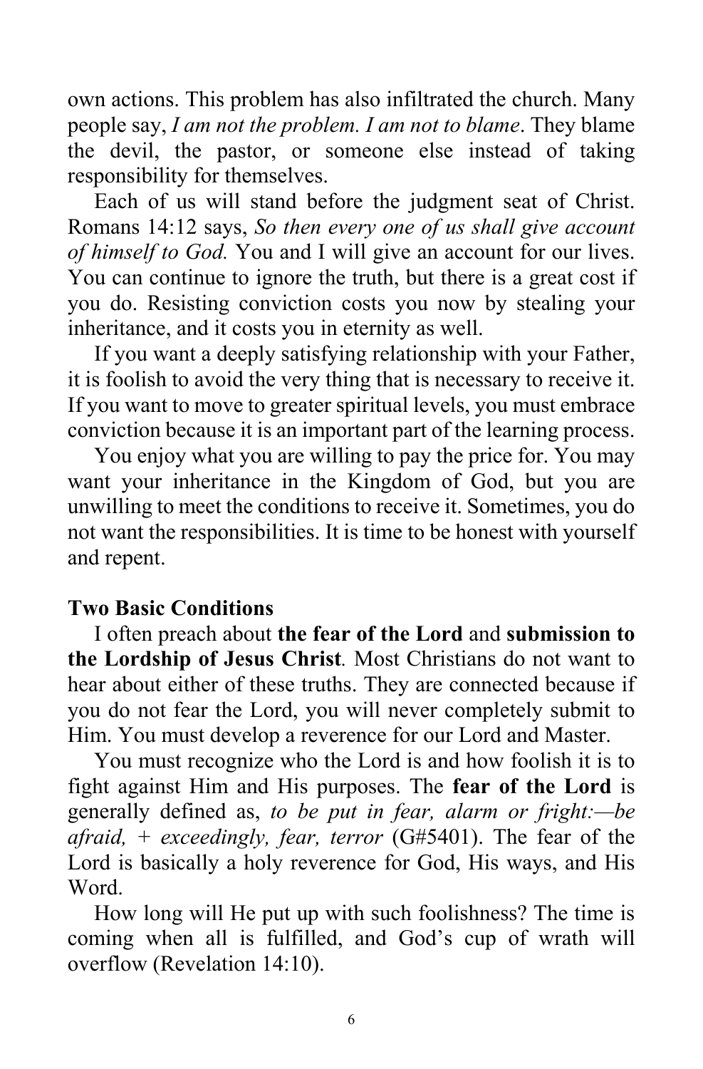own actions. This problem has also infiltrated the church. Many people say, *I am not the problem. I am not to blame*. They blame the devil, the pastor, or someone else instead of taking responsibility for themselves.

Each of us will stand before the judgment seat of Christ. Romans 14:12 says, *So then every one of us shall give account of himself to God.* You and I will give an account for our lives. You can continue to ignore the truth, but there is a great cost if you do. Resisting conviction costs you now by stealing your inheritance, and it costs you in eternity as well.

If you want a deeply satisfying relationship with your Father, it is foolish to avoid the very thing that is necessary to receive it. If you want to move to greater spiritual levels, you must embrace conviction because it is an important part of the learning process.

You enjoy what you are willing to pay the price for. You may want your inheritance in the Kingdom of God, but you are unwilling to meet the conditions to receive it. Sometimes, you do not want the responsibilities. It is time to be honest with yourself and repent.

**Two Basic Conditions**

I often preach about **the fear of the Lord** and **submission to the Lordship of Jesus Christ**. Most Christians do not want to hear about either of these truths. They are connected because if you do not fear the Lord, you will never completely submit to Him. You must develop a reverence for our Lord and Master.

You must recognize who the Lord is and how foolish it is to fight against Him and His purposes. The **fear of the Lord** is generally defined as, *to be put in fear, alarm or fright:—be afraid, + exceedingly, fear, terror* (G#5401). The fear of the Lord is basically a holy reverence for God, His ways, and His Word.

How long will He put up with such foolishness? The time is coming when all is fulfilled, and God's cup of wrath will overflow (Revelation 14:10).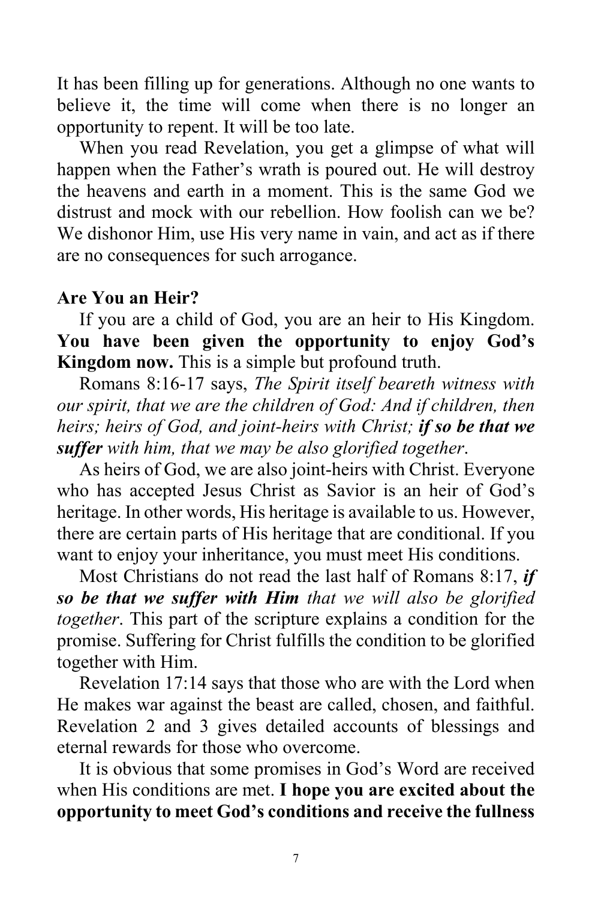It has been filling up for generations. Although no one wants to believe it, the time will come when there is no longer an opportunity to repent. It will be too late.

When you read Revelation, you get a glimpse of what will happen when the Father's wrath is poured out. He will destroy the heavens and earth in a moment. This is the same God we distrust and mock with our rebellion. How foolish can we be? We dishonor Him, use His very name in vain, and act as if there are no consequences for such arrogance.

**Are You an Heir?**

If you are a child of God, you are an heir to His Kingdom. **You have been given the opportunity to enjoy God's Kingdom now.** This is a simple but profound truth.

Romans 8:16-17 says, *The Spirit itself beareth witness with our spirit, that we are the children of God: And if children, then heirs; heirs of God, and joint-heirs with Christ;* ***if so be that we suffer*** *with him, that we may be also glorified together*.

As heirs of God, we are also joint-heirs with Christ. Everyone who has accepted Jesus Christ as Savior is an heir of God's heritage. In other words, His heritage is available to us. However, there are certain parts of His heritage that are conditional. If you want to enjoy your inheritance, you must meet His conditions.

Most Christians do not read the last half of Romans 8:17, ***if so be that we suffer with Him*** *that we will also be glorified together*. This part of the scripture explains a condition for the promise. Suffering for Christ fulfills the condition to be glorified together with Him.

Revelation 17:14 says that those who are with the Lord when He makes war against the beast are called, chosen, and faithful. Revelation 2 and 3 gives detailed accounts of blessings and eternal rewards for those who overcome.

It is obvious that some promises in God's Word are received when His conditions are met. **I hope you are excited about the opportunity to meet God's conditions and receive the fullness**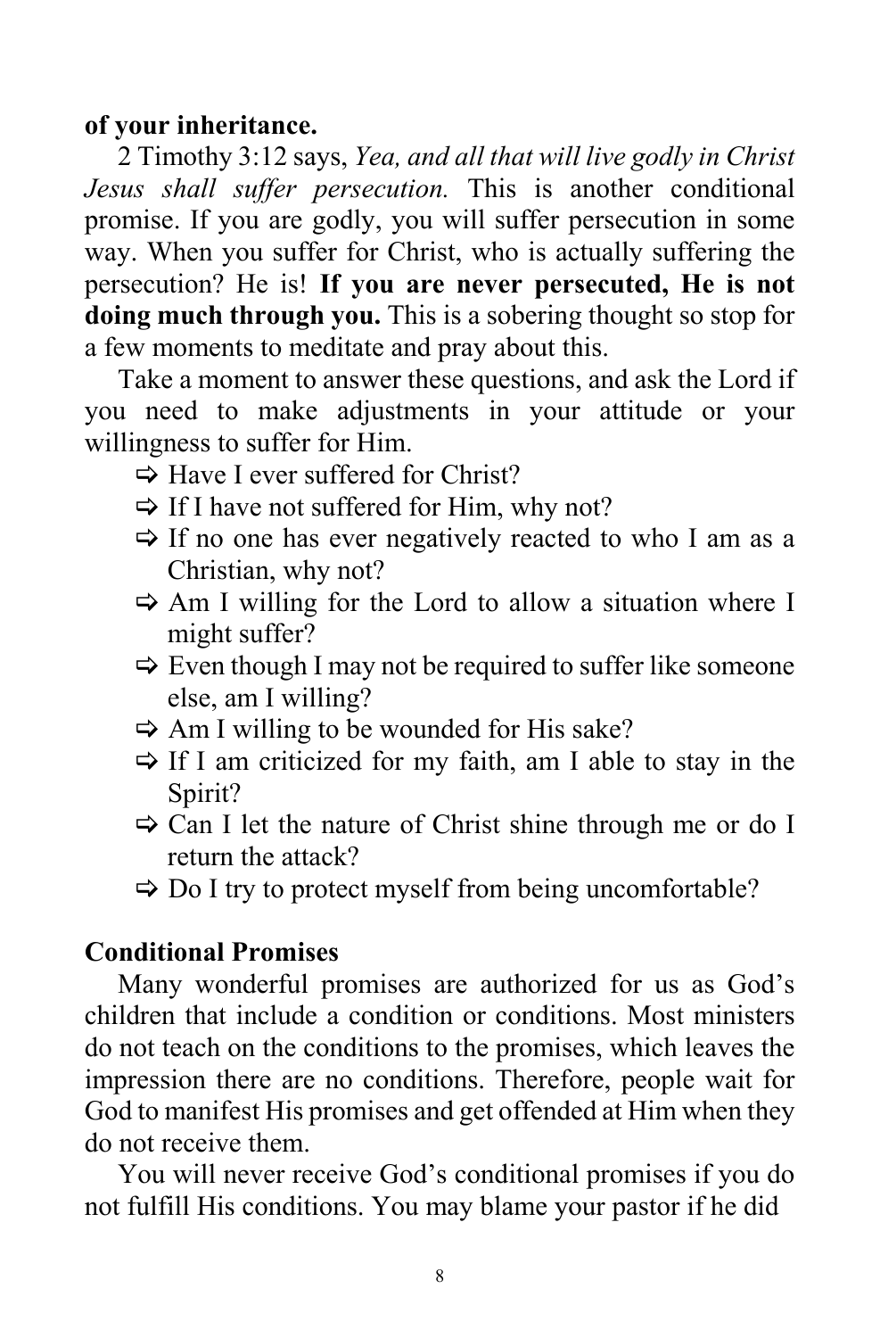**of your inheritance.**

2 Timothy 3:12 says, *Yea, and all that will live godly in Christ Jesus shall suffer persecution.* This is another conditional promise. If you are godly, you will suffer persecution in some way. When you suffer for Christ, who is actually suffering the persecution? He is! **If you are never persecuted, He is not doing much through you.** This is a sobering thought so stop for a few moments to meditate and pray about this.

Take a moment to answer these questions, and ask the Lord if you need to make adjustments in your attitude or your willingness to suffer for Him.

- ⇨ Have I ever suffered for Christ?
- ⇨ If I have not suffered for Him, why not?
- ⇨ If no one has ever negatively reacted to who I am as a Christian, why not?
- ⇨ Am I willing for the Lord to allow a situation where I might suffer?
- ⇨ Even though I may not be required to suffer like someone else, am I willing?
- ⇨ Am I willing to be wounded for His sake?
- ⇨ If I am criticized for my faith, am I able to stay in the Spirit?
- ⇨ Can I let the nature of Christ shine through me or do I return the attack?
- ⇨ Do I try to protect myself from being uncomfortable?

**Conditional Promises**

Many wonderful promises are authorized for us as God's children that include a condition or conditions. Most ministers do not teach on the conditions to the promises, which leaves the impression there are no conditions. Therefore, people wait for God to manifest His promises and get offended at Him when they do not receive them.

You will never receive God's conditional promises if you do not fulfill His conditions. You may blame your pastor if he did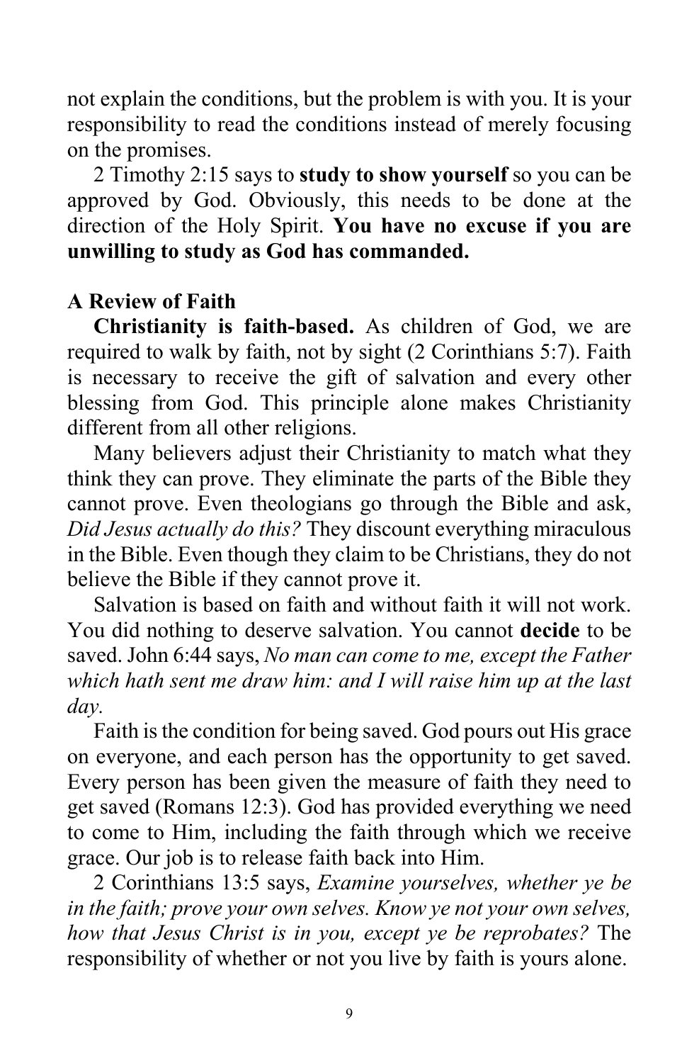not explain the conditions, but the problem is with you. It is your responsibility to read the conditions instead of merely focusing on the promises.

2 Timothy 2:15 says to **study to show yourself** so you can be approved by God. Obviously, this needs to be done at the direction of the Holy Spirit. **You have no excuse if you are unwilling to study as God has commanded.**

**A Review of Faith**

**Christianity is faith-based.** As children of God, we are required to walk by faith, not by sight (2 Corinthians 5:7). Faith is necessary to receive the gift of salvation and every other blessing from God. This principle alone makes Christianity different from all other religions.

Many believers adjust their Christianity to match what they think they can prove. They eliminate the parts of the Bible they cannot prove. Even theologians go through the Bible and ask, *Did Jesus actually do this?* They discount everything miraculous in the Bible. Even though they claim to be Christians, they do not believe the Bible if they cannot prove it.

Salvation is based on faith and without faith it will not work. You did nothing to deserve salvation. You cannot **decide** to be saved. John 6:44 says, *No man can come to me, except the Father which hath sent me draw him: and I will raise him up at the last day.*

Faith is the condition for being saved. God pours out His grace on everyone, and each person has the opportunity to get saved. Every person has been given the measure of faith they need to get saved (Romans 12:3). God has provided everything we need to come to Him, including the faith through which we receive grace. Our job is to release faith back into Him.

2 Corinthians 13:5 says, *Examine yourselves, whether ye be in the faith; prove your own selves. Know ye not your own selves, how that Jesus Christ is in you, except ye be reprobates?* The responsibility of whether or not you live by faith is yours alone.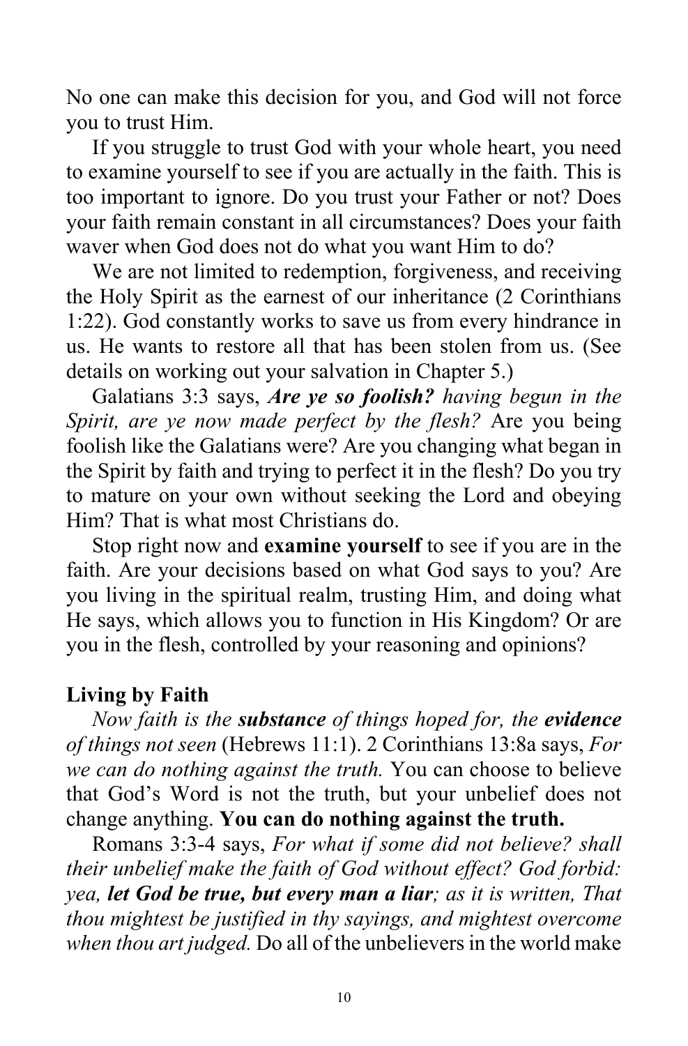No one can make this decision for you, and God will not force you to trust Him.

If you struggle to trust God with your whole heart, you need to examine yourself to see if you are actually in the faith. This is too important to ignore. Do you trust your Father or not? Does your faith remain constant in all circumstances? Does your faith waver when God does not do what you want Him to do?

We are not limited to redemption, forgiveness, and receiving the Holy Spirit as the earnest of our inheritance (2 Corinthians 1:22). God constantly works to save us from every hindrance in us. He wants to restore all that has been stolen from us. (See details on working out your salvation in Chapter 5.)

Galatians 3:3 says, ***Are ye so foolish?*** *having begun in the Spirit, are ye now made perfect by the flesh?* Are you being foolish like the Galatians were? Are you changing what began in the Spirit by faith and trying to perfect it in the flesh? Do you try to mature on your own without seeking the Lord and obeying Him? That is what most Christians do.

Stop right now and **examine yourself** to see if you are in the faith. Are your decisions based on what God says to you? Are you living in the spiritual realm, trusting Him, and doing what He says, which allows you to function in His Kingdom? Or are you in the flesh, controlled by your reasoning and opinions?

**Living by Faith**

*Now faith is the **substance** of things hoped for, the **evidence** of things not seen* (Hebrews 11:1). 2 Corinthians 13:8a says, *For we can do nothing against the truth.* You can choose to believe that God's Word is not the truth, but your unbelief does not change anything. **You can do nothing against the truth.**

Romans 3:3-4 says, *For what if some did not believe? shall their unbelief make the faith of God without effect? God forbid: yea, **let God be true, but every man a liar**; as it is written, That thou mightest be justified in thy sayings, and mightest overcome when thou art judged.* Do all of the unbelievers in the world make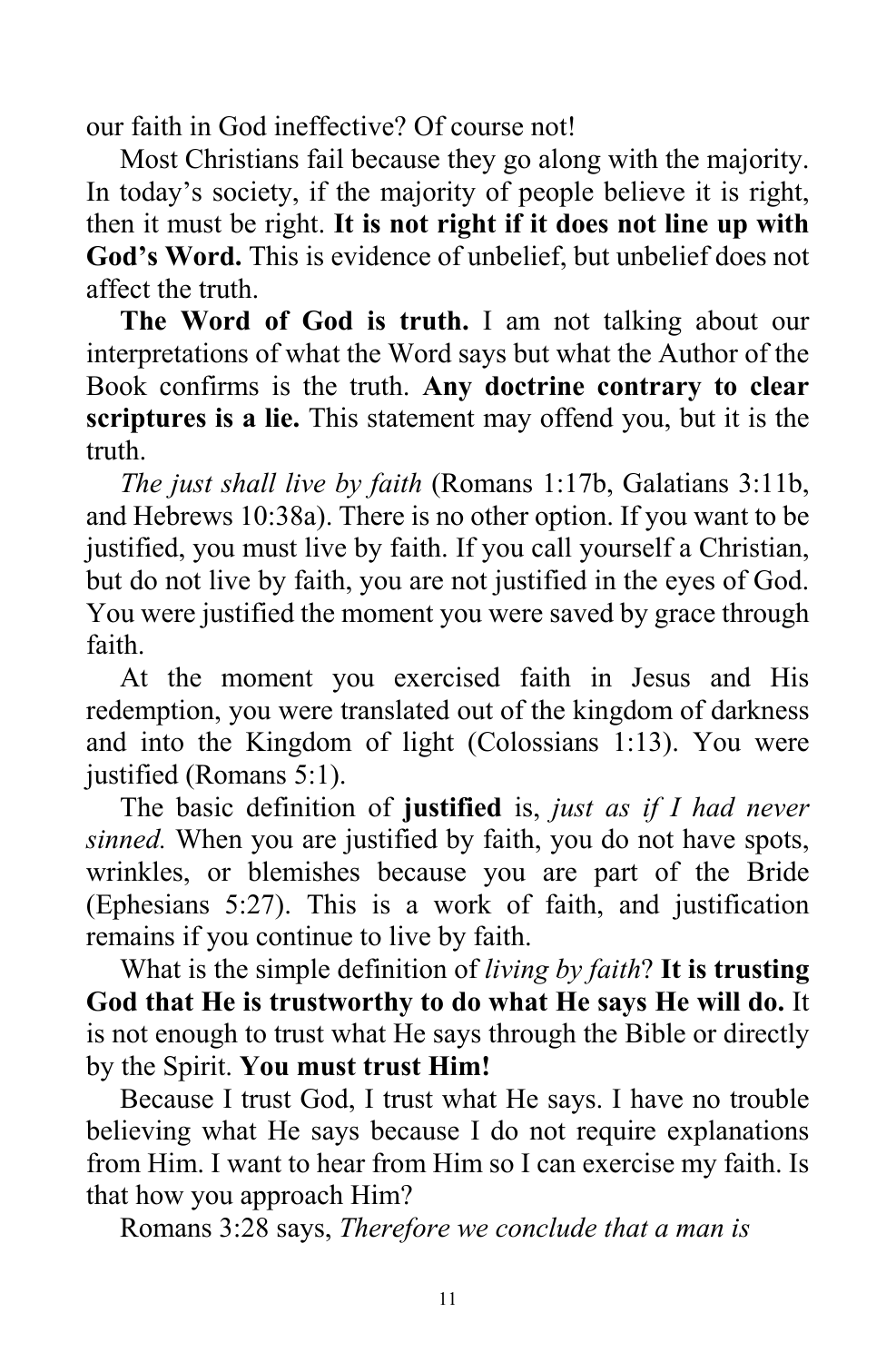our faith in God ineffective? Of course not!

Most Christians fail because they go along with the majority. In today's society, if the majority of people believe it is right, then it must be right. **It is not right if it does not line up with God's Word.** This is evidence of unbelief, but unbelief does not affect the truth.

**The Word of God is truth.** I am not talking about our interpretations of what the Word says but what the Author of the Book confirms is the truth. **Any doctrine contrary to clear scriptures is a lie.** This statement may offend you, but it is the truth.

*The just shall live by faith* (Romans 1:17b, Galatians 3:11b, and Hebrews 10:38a). There is no other option. If you want to be justified, you must live by faith. If you call yourself a Christian, but do not live by faith, you are not justified in the eyes of God. You were justified the moment you were saved by grace through faith.

At the moment you exercised faith in Jesus and His redemption, you were translated out of the kingdom of darkness and into the Kingdom of light (Colossians 1:13). You were justified (Romans 5:1).

The basic definition of **justified** is, *just as if I had never sinned.* When you are justified by faith, you do not have spots, wrinkles, or blemishes because you are part of the Bride (Ephesians 5:27). This is a work of faith, and justification remains if you continue to live by faith.

What is the simple definition of *living by faith*? **It is trusting God that He is trustworthy to do what He says He will do.** It is not enough to trust what He says through the Bible or directly by the Spirit. **You must trust Him!**

Because I trust God, I trust what He says. I have no trouble believing what He says because I do not require explanations from Him. I want to hear from Him so I can exercise my faith. Is that how you approach Him?

Romans 3:28 says, *Therefore we conclude that a man is*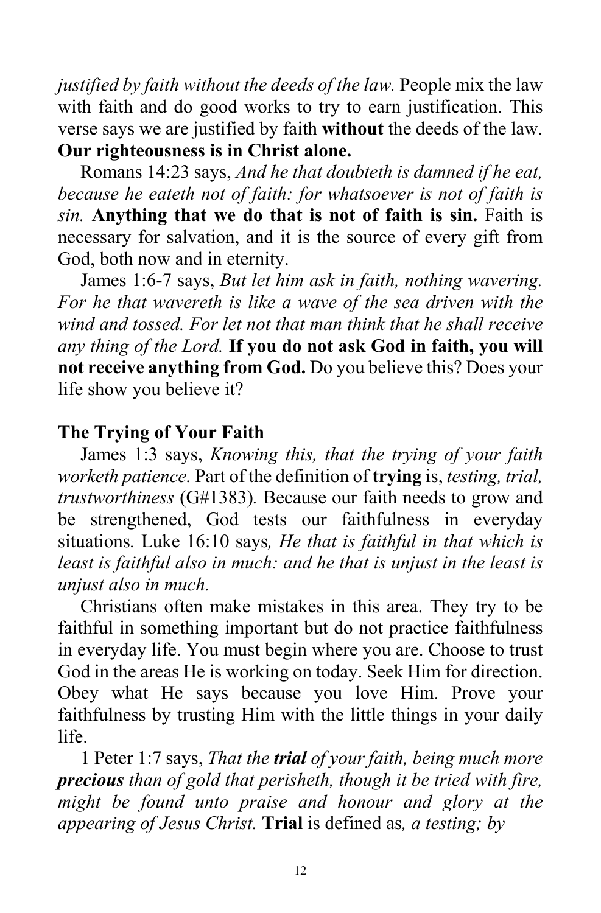*justified by faith without the deeds of the law.* People mix the law with faith and do good works to try to earn justification. This verse says we are justified by faith **without** the deeds of the law. **Our righteousness is in Christ alone.**

Romans 14:23 says, *And he that doubteth is damned if he eat, because he eateth not of faith: for whatsoever is not of faith is sin.* **Anything that we do that is not of faith is sin.** Faith is necessary for salvation, and it is the source of every gift from God, both now and in eternity.

James 1:6-7 says, *But let him ask in faith, nothing wavering. For he that wavereth is like a wave of the sea driven with the wind and tossed. For let not that man think that he shall receive any thing of the Lord.* **If you do not ask God in faith, you will not receive anything from God.** Do you believe this? Does your life show you believe it?

## The Trying of Your Faith

James 1:3 says, *Knowing this, that the trying of your faith worketh patience.* Part of the definition of **trying** is, *testing, trial, trustworthiness* (G#1383). Because our faith needs to grow and be strengthened, God tests our faithfulness in everyday situations. Luke 16:10 says*, He that is faithful in that which is least is faithful also in much: and he that is unjust in the least is unjust also in much.*

Christians often make mistakes in this area. They try to be faithful in something important but do not practice faithfulness in everyday life. You must begin where you are. Choose to trust God in the areas He is working on today. Seek Him for direction. Obey what He says because you love Him. Prove your faithfulness by trusting Him with the little things in your daily life.

1 Peter 1:7 says, *That the **trial** of your faith, being much more **precious** than of gold that perisheth, though it be tried with fire, might be found unto praise and honour and glory at the appearing of Jesus Christ.* **Trial** is defined as*, a testing; by*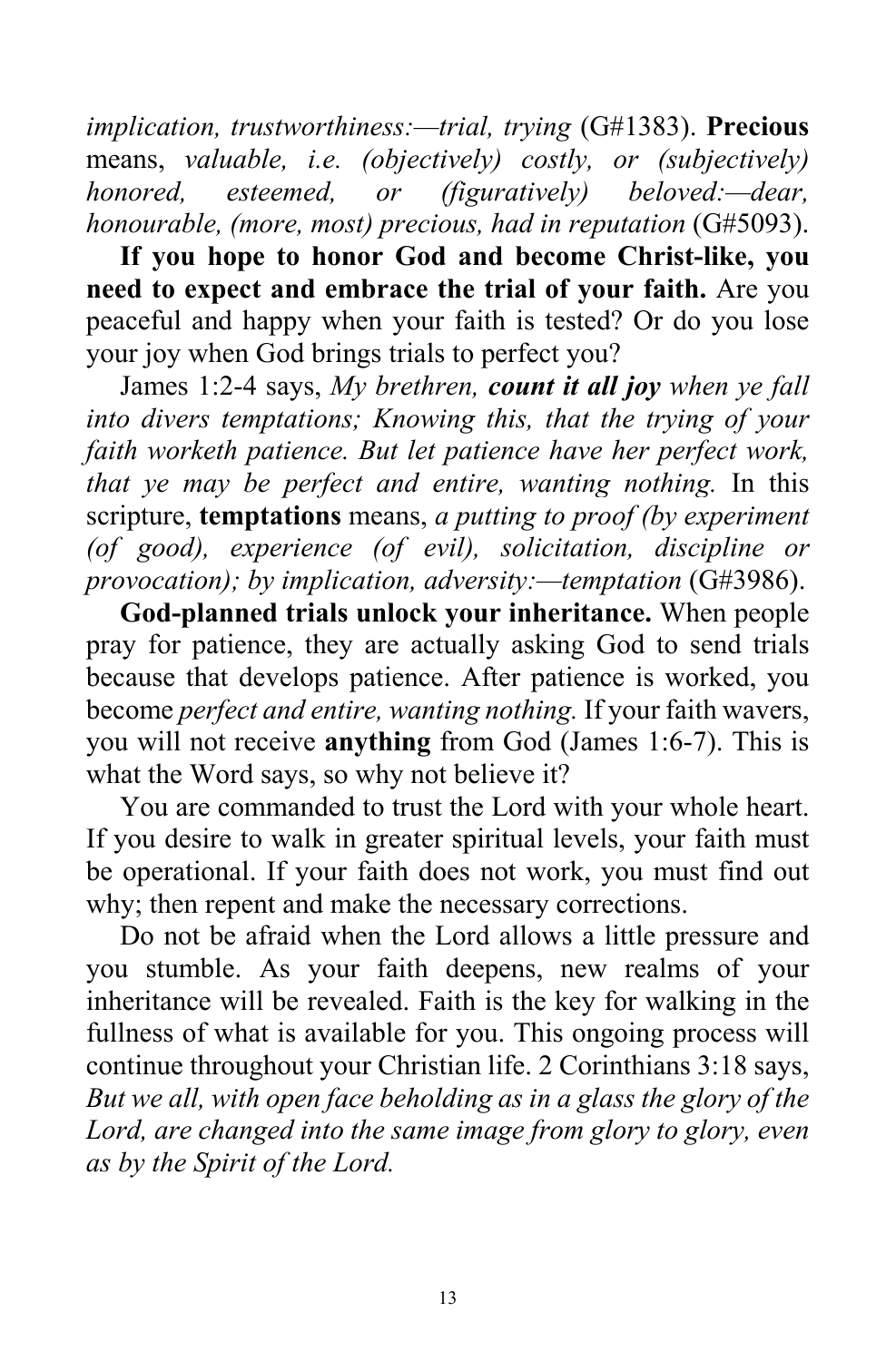*implication, trustworthiness:—trial, trying* (G#1383). **Precious** means, *valuable, i.e. (objectively) costly, or (subjectively) honored, esteemed, or (figuratively) beloved:—dear, honourable, (more, most) precious, had in reputation* (G#5093).

**If you hope to honor God and become Christ-like, you need to expect and embrace the trial of your faith.** Are you peaceful and happy when your faith is tested? Or do you lose your joy when God brings trials to perfect you?

James 1:2-4 says, *My brethren, **count it all joy** when ye fall into divers temptations; Knowing this, that the trying of your faith worketh patience. But let patience have her perfect work, that ye may be perfect and entire, wanting nothing.* In this scripture, **temptations** means, *a putting to proof (by experiment (of good), experience (of evil), solicitation, discipline or provocation); by implication, adversity:—temptation* (G#3986).

**God-planned trials unlock your inheritance.** When people pray for patience, they are actually asking God to send trials because that develops patience. After patience is worked, you become *perfect and entire, wanting nothing.* If your faith wavers, you will not receive **anything** from God (James 1:6-7). This is what the Word says, so why not believe it?

You are commanded to trust the Lord with your whole heart. If you desire to walk in greater spiritual levels, your faith must be operational. If your faith does not work, you must find out why; then repent and make the necessary corrections.

Do not be afraid when the Lord allows a little pressure and you stumble. As your faith deepens, new realms of your inheritance will be revealed. Faith is the key for walking in the fullness of what is available for you. This ongoing process will continue throughout your Christian life. 2 Corinthians 3:18 says, *But we all, with open face beholding as in a glass the glory of the Lord, are changed into the same image from glory to glory, even as by the Spirit of the Lord.*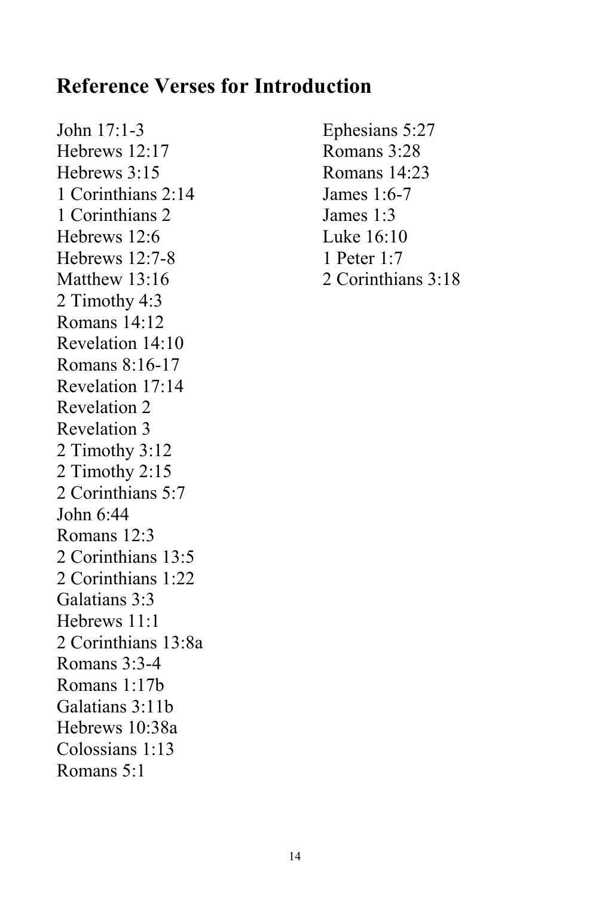## Reference Verses for Introduction

John 17:1-3
Hebrews 12:17
Hebrews 3:15
1 Corinthians 2:14
1 Corinthians 2
Hebrews 12:6
Hebrews 12:7-8
Matthew 13:16
2 Timothy 4:3
Romans 14:12
Revelation 14:10
Romans 8:16-17
Revelation 17:14
Revelation 2
Revelation 3
2 Timothy 3:12
2 Timothy 2:15
2 Corinthians 5:7
John 6:44
Romans 12:3
2 Corinthians 13:5
2 Corinthians 1:22
Galatians 3:3
Hebrews 11:1
2 Corinthians 13:8a
Romans 3:3-4
Romans 1:17b
Galatians 3:11b
Hebrews 10:38a
Colossians 1:13
Romans 5:1
Ephesians 5:27
Romans 3:28
Romans 14:23
James 1:6-7
James 1:3
Luke 16:10
1 Peter 1:7
2 Corinthians 3:18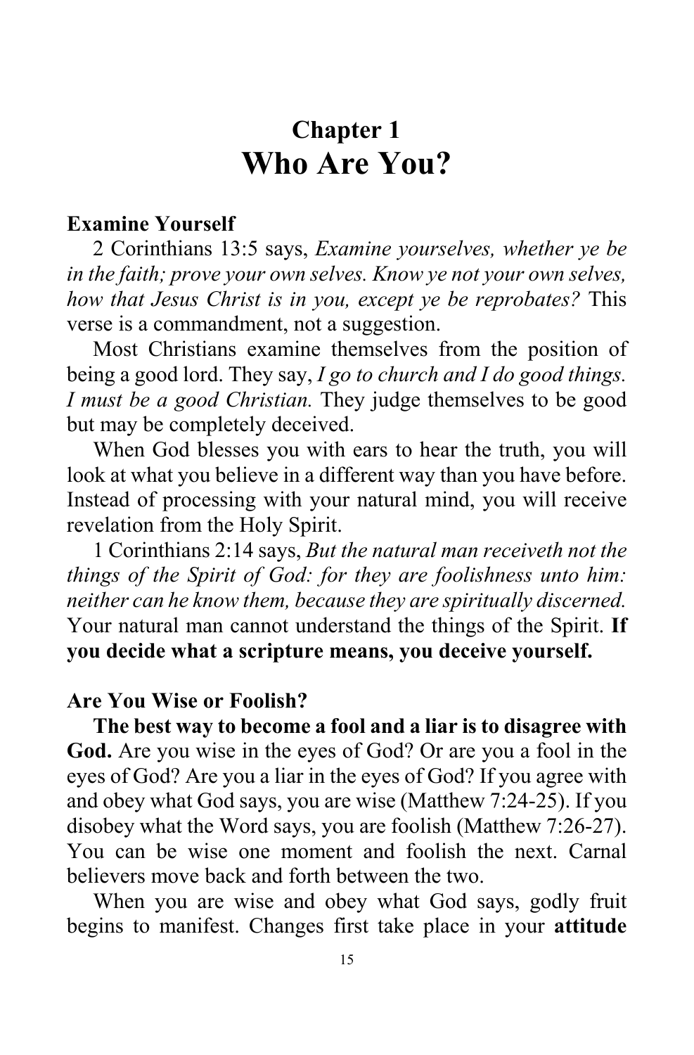# Chapter 1
# Who Are You?

## Examine Yourself

2 Corinthians 13:5 says, *Examine yourselves, whether ye be in the faith; prove your own selves. Know ye not your own selves, how that Jesus Christ is in you, except ye be reprobates?* This verse is a commandment, not a suggestion.

Most Christians examine themselves from the position of being a good lord. They say, *I go to church and I do good things. I must be a good Christian.* They judge themselves to be good but may be completely deceived.

When God blesses you with ears to hear the truth, you will look at what you believe in a different way than you have before. Instead of processing with your natural mind, you will receive revelation from the Holy Spirit.

1 Corinthians 2:14 says, *But the natural man receiveth not the things of the Spirit of God: for they are foolishness unto him: neither can he know them, because they are spiritually discerned.* Your natural man cannot understand the things of the Spirit. **If you decide what a scripture means, you deceive yourself.**

## Are You Wise or Foolish?

**The best way to become a fool and a liar is to disagree with God.** Are you wise in the eyes of God? Or are you a fool in the eyes of God? Are you a liar in the eyes of God? If you agree with and obey what God says, you are wise (Matthew 7:24-25). If you disobey what the Word says, you are foolish (Matthew 7:26-27). You can be wise one moment and foolish the next. Carnal believers move back and forth between the two.

When you are wise and obey what God says, godly fruit begins to manifest. Changes first take place in your **attitude**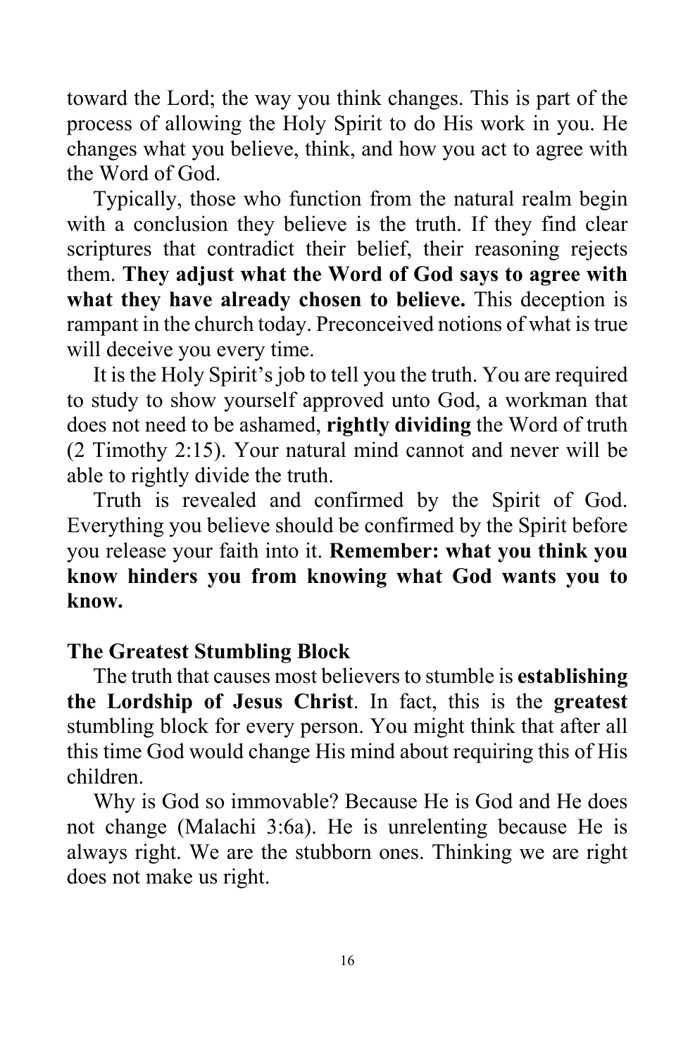toward the Lord; the way you think changes. This is part of the process of allowing the Holy Spirit to do His work in you. He changes what you believe, think, and how you act to agree with the Word of God.

Typically, those who function from the natural realm begin with a conclusion they believe is the truth. If they find clear scriptures that contradict their belief, their reasoning rejects them. **They adjust what the Word of God says to agree with what they have already chosen to believe.** This deception is rampant in the church today. Preconceived notions of what is true will deceive you every time.

It is the Holy Spirit's job to tell you the truth. You are required to study to show yourself approved unto God, a workman that does not need to be ashamed, **rightly dividing** the Word of truth (2 Timothy 2:15). Your natural mind cannot and never will be able to rightly divide the truth.

Truth is revealed and confirmed by the Spirit of God. Everything you believe should be confirmed by the Spirit before you release your faith into it. **Remember: what you think you know hinders you from knowing what God wants you to know.**

### The Greatest Stumbling Block

The truth that causes most believers to stumble is **establishing the Lordship of Jesus Christ**. In fact, this is the **greatest** stumbling block for every person. You might think that after all this time God would change His mind about requiring this of His children.

Why is God so immovable? Because He is God and He does not change (Malachi 3:6a). He is unrelenting because He is always right. We are the stubborn ones. Thinking we are right does not make us right.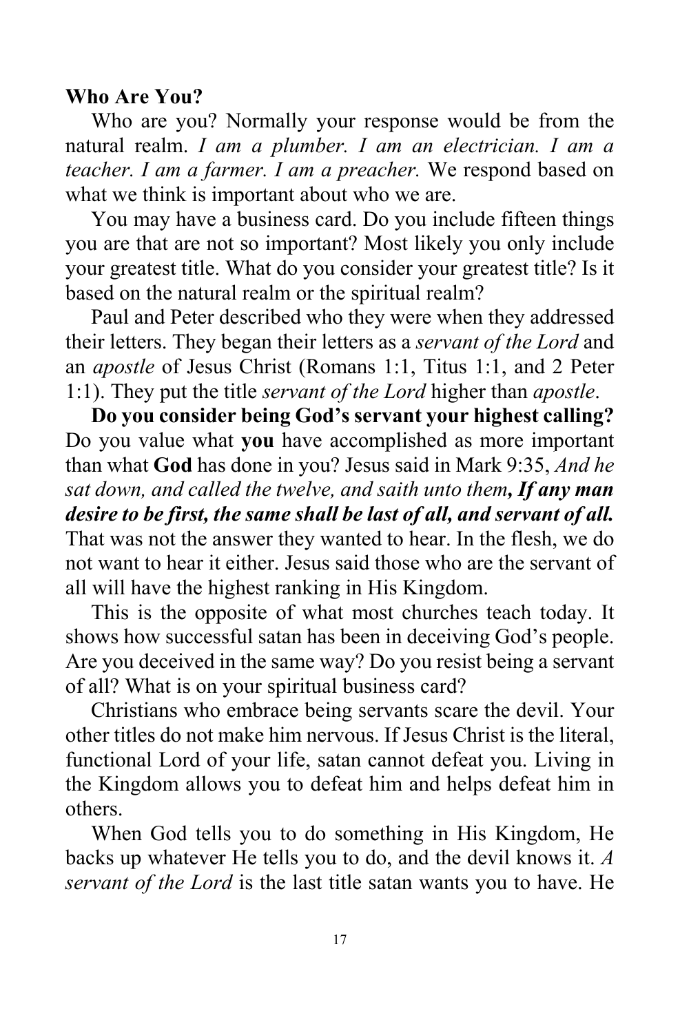**Who Are You?**

Who are you? Normally your response would be from the natural realm. *I am a plumber. I am an electrician. I am a teacher. I am a farmer. I am a preacher.* We respond based on what we think is important about who we are.

You may have a business card. Do you include fifteen things you are that are not so important? Most likely you only include your greatest title. What do you consider your greatest title? Is it based on the natural realm or the spiritual realm?

Paul and Peter described who they were when they addressed their letters. They began their letters as a *servant of the Lord* and an *apostle* of Jesus Christ (Romans 1:1, Titus 1:1, and 2 Peter 1:1). They put the title *servant of the Lord* higher than *apostle*.

**Do you consider being God's servant your highest calling?** Do you value what **you** have accomplished as more important than what **God** has done in you? Jesus said in Mark 9:35, *And he sat down, and called the twelve, and saith unto them**, If any man desire to be first, the same shall be last of all, and servant of all.*** That was not the answer they wanted to hear. In the flesh, we do not want to hear it either. Jesus said those who are the servant of all will have the highest ranking in His Kingdom.

This is the opposite of what most churches teach today. It shows how successful satan has been in deceiving God's people. Are you deceived in the same way? Do you resist being a servant of all? What is on your spiritual business card?

Christians who embrace being servants scare the devil. Your other titles do not make him nervous. If Jesus Christ is the literal, functional Lord of your life, satan cannot defeat you. Living in the Kingdom allows you to defeat him and helps defeat him in others.

When God tells you to do something in His Kingdom, He backs up whatever He tells you to do, and the devil knows it. *A servant of the Lord* is the last title satan wants you to have. He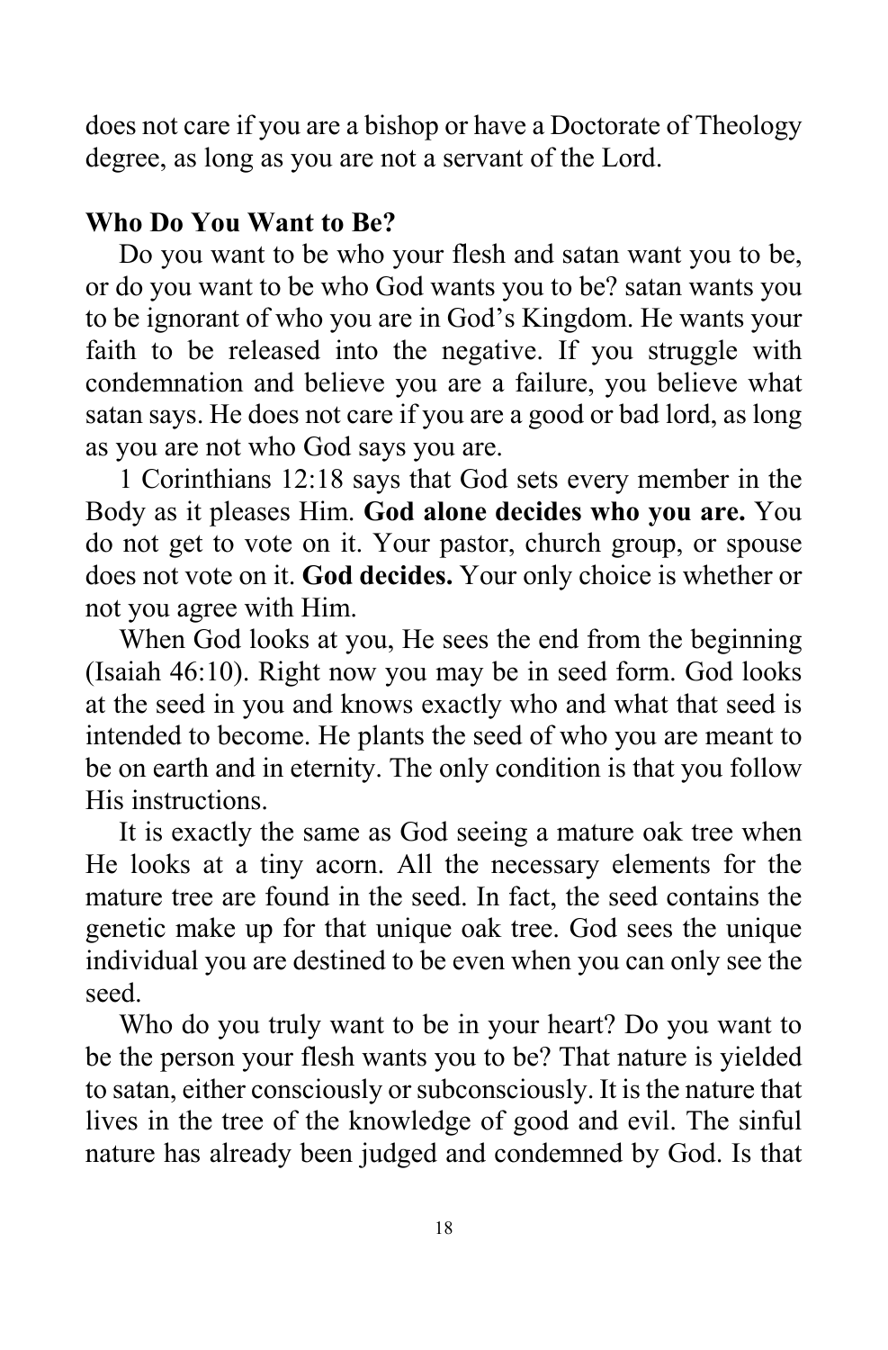does not care if you are a bishop or have a Doctorate of Theology degree, as long as you are not a servant of the Lord.

### Who Do You Want to Be?

Do you want to be who your flesh and satan want you to be, or do you want to be who God wants you to be? satan wants you to be ignorant of who you are in God's Kingdom. He wants your faith to be released into the negative. If you struggle with condemnation and believe you are a failure, you believe what satan says. He does not care if you are a good or bad lord, as long as you are not who God says you are.

1 Corinthians 12:18 says that God sets every member in the Body as it pleases Him. **God alone decides who you are.** You do not get to vote on it. Your pastor, church group, or spouse does not vote on it. **God decides.** Your only choice is whether or not you agree with Him.

When God looks at you, He sees the end from the beginning (Isaiah 46:10). Right now you may be in seed form. God looks at the seed in you and knows exactly who and what that seed is intended to become. He plants the seed of who you are meant to be on earth and in eternity. The only condition is that you follow His instructions.

It is exactly the same as God seeing a mature oak tree when He looks at a tiny acorn. All the necessary elements for the mature tree are found in the seed. In fact, the seed contains the genetic make up for that unique oak tree. God sees the unique individual you are destined to be even when you can only see the seed.

Who do you truly want to be in your heart? Do you want to be the person your flesh wants you to be? That nature is yielded to satan, either consciously or subconsciously. It is the nature that lives in the tree of the knowledge of good and evil. The sinful nature has already been judged and condemned by God. Is that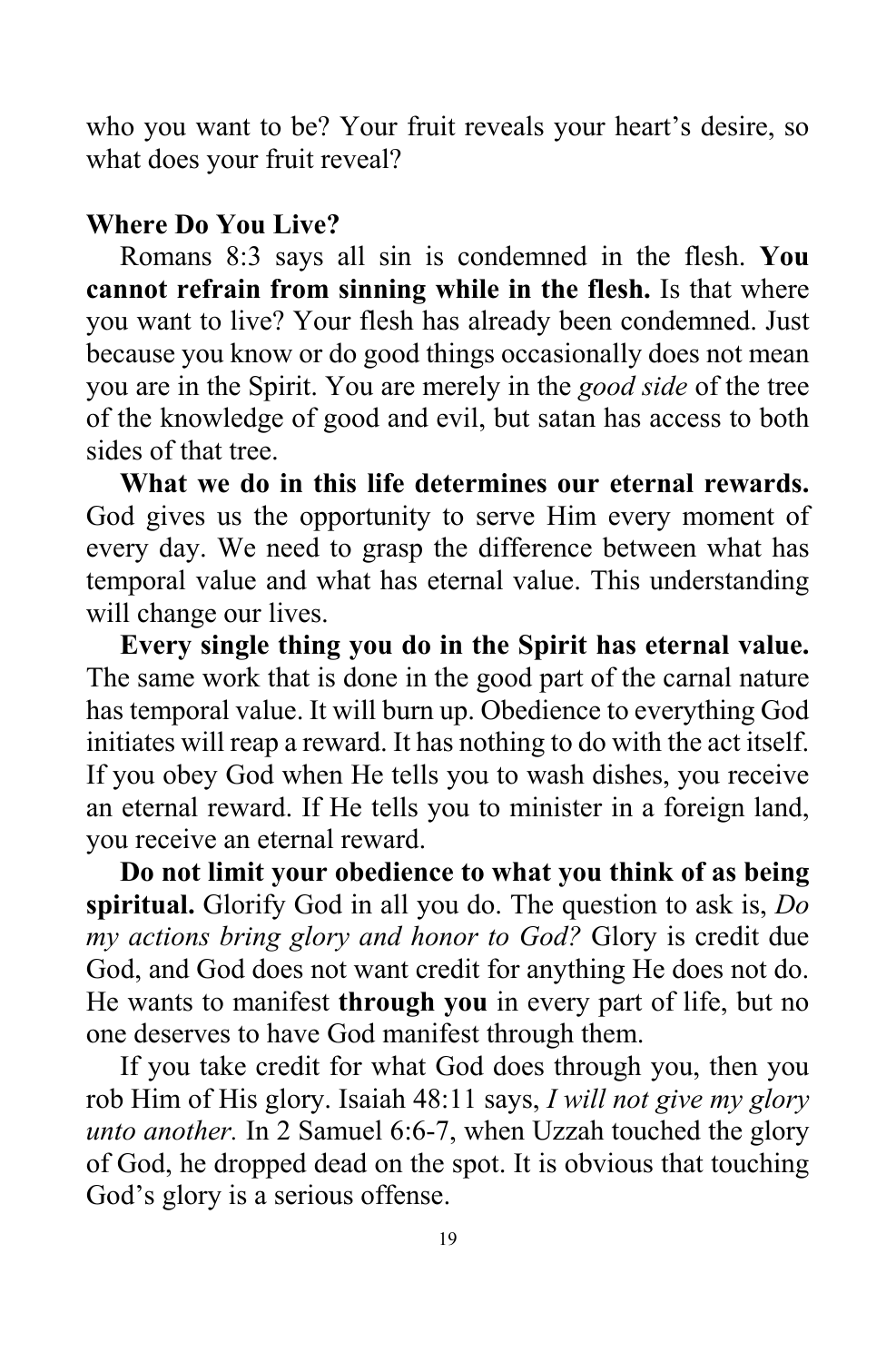who you want to be? Your fruit reveals your heart's desire, so what does your fruit reveal?

**Where Do You Live?**

Romans 8:3 says all sin is condemned in the flesh. **You cannot refrain from sinning while in the flesh.** Is that where you want to live? Your flesh has already been condemned. Just because you know or do good things occasionally does not mean you are in the Spirit. You are merely in the *good side* of the tree of the knowledge of good and evil, but satan has access to both sides of that tree.

**What we do in this life determines our eternal rewards.** God gives us the opportunity to serve Him every moment of every day. We need to grasp the difference between what has temporal value and what has eternal value. This understanding will change our lives.

**Every single thing you do in the Spirit has eternal value.** The same work that is done in the good part of the carnal nature has temporal value. It will burn up. Obedience to everything God initiates will reap a reward. It has nothing to do with the act itself. If you obey God when He tells you to wash dishes, you receive an eternal reward. If He tells you to minister in a foreign land, you receive an eternal reward.

**Do not limit your obedience to what you think of as being spiritual.** Glorify God in all you do. The question to ask is, *Do my actions bring glory and honor to God?* Glory is credit due God, and God does not want credit for anything He does not do. He wants to manifest **through you** in every part of life, but no one deserves to have God manifest through them.

If you take credit for what God does through you, then you rob Him of His glory. Isaiah 48:11 says, *I will not give my glory unto another.* In 2 Samuel 6:6-7, when Uzzah touched the glory of God, he dropped dead on the spot. It is obvious that touching God's glory is a serious offense.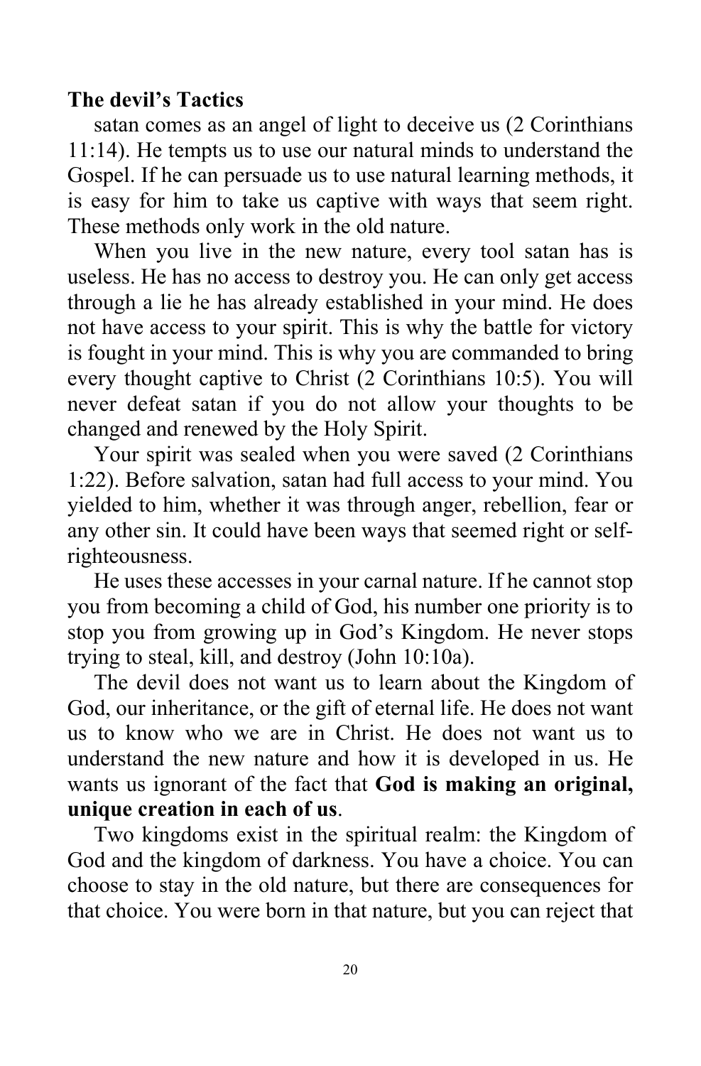**The devil's Tactics**

satan comes as an angel of light to deceive us (2 Corinthians 11:14). He tempts us to use our natural minds to understand the Gospel. If he can persuade us to use natural learning methods, it is easy for him to take us captive with ways that seem right. These methods only work in the old nature.

When you live in the new nature, every tool satan has is useless. He has no access to destroy you. He can only get access through a lie he has already established in your mind. He does not have access to your spirit. This is why the battle for victory is fought in your mind. This is why you are commanded to bring every thought captive to Christ (2 Corinthians 10:5). You will never defeat satan if you do not allow your thoughts to be changed and renewed by the Holy Spirit.

Your spirit was sealed when you were saved (2 Corinthians 1:22). Before salvation, satan had full access to your mind. You yielded to him, whether it was through anger, rebellion, fear or any other sin. It could have been ways that seemed right or self-righteousness.

He uses these accesses in your carnal nature. If he cannot stop you from becoming a child of God, his number one priority is to stop you from growing up in God's Kingdom. He never stops trying to steal, kill, and destroy (John 10:10a).

The devil does not want us to learn about the Kingdom of God, our inheritance, or the gift of eternal life. He does not want us to know who we are in Christ. He does not want us to understand the new nature and how it is developed in us. He wants us ignorant of the fact that **God is making an original, unique creation in each of us**.

Two kingdoms exist in the spiritual realm: the Kingdom of God and the kingdom of darkness. You have a choice. You can choose to stay in the old nature, but there are consequences for that choice. You were born in that nature, but you can reject that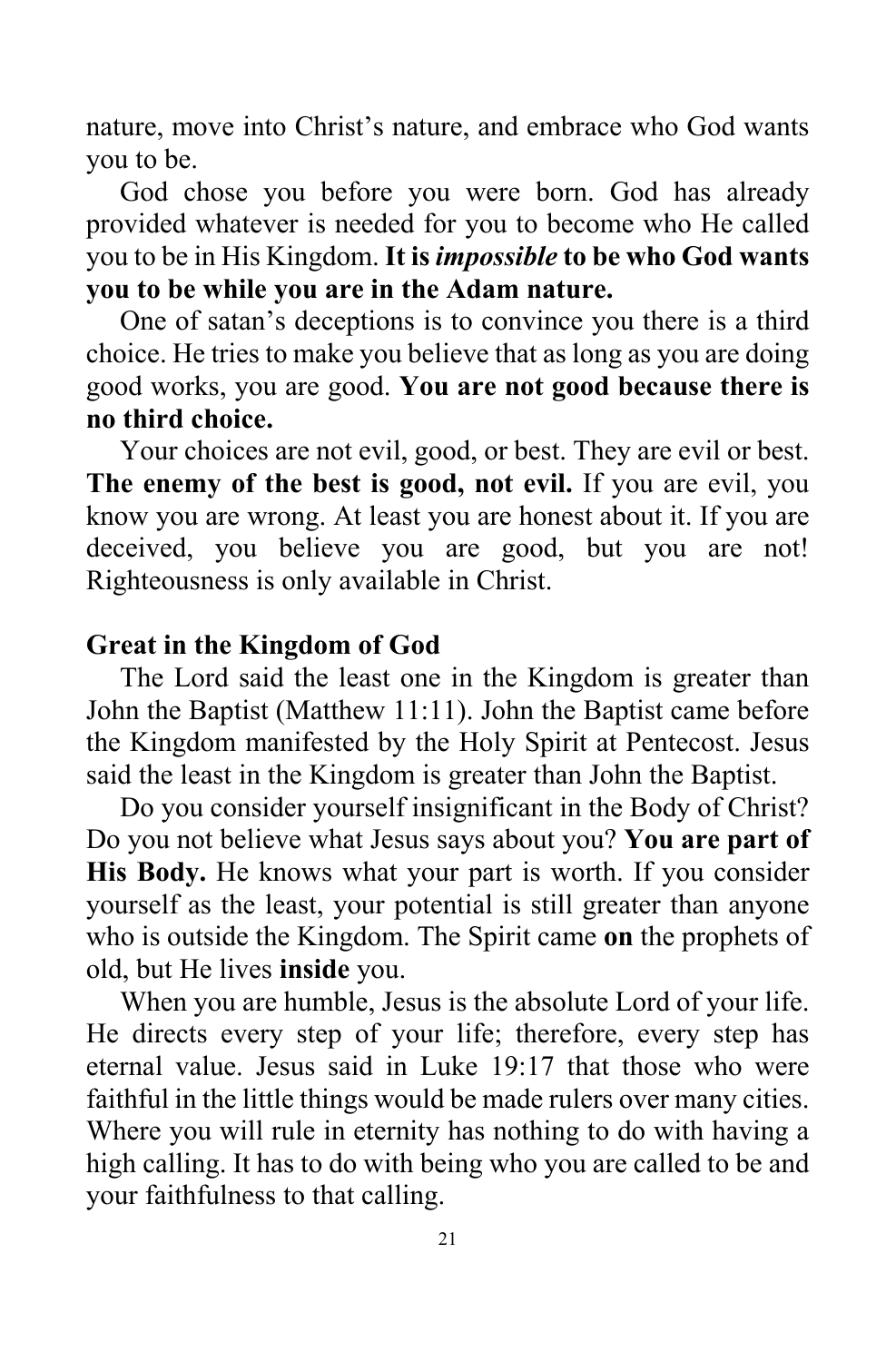nature, move into Christ's nature, and embrace who God wants you to be.

God chose you before you were born. God has already provided whatever is needed for you to become who He called you to be in His Kingdom. **It is *impossible* to be who God wants you to be while you are in the Adam nature.**

One of satan's deceptions is to convince you there is a third choice. He tries to make you believe that as long as you are doing good works, you are good. **You are not good because there is no third choice.**

Your choices are not evil, good, or best. They are evil or best. **The enemy of the best is good, not evil.** If you are evil, you know you are wrong. At least you are honest about it. If you are deceived, you believe you are good, but you are not! Righteousness is only available in Christ.

## Great in the Kingdom of God

The Lord said the least one in the Kingdom is greater than John the Baptist (Matthew 11:11). John the Baptist came before the Kingdom manifested by the Holy Spirit at Pentecost. Jesus said the least in the Kingdom is greater than John the Baptist.

Do you consider yourself insignificant in the Body of Christ? Do you not believe what Jesus says about you? **You are part of His Body.** He knows what your part is worth. If you consider yourself as the least, your potential is still greater than anyone who is outside the Kingdom. The Spirit came **on** the prophets of old, but He lives **inside** you.

When you are humble, Jesus is the absolute Lord of your life. He directs every step of your life; therefore, every step has eternal value. Jesus said in Luke 19:17 that those who were faithful in the little things would be made rulers over many cities. Where you will rule in eternity has nothing to do with having a high calling. It has to do with being who you are called to be and your faithfulness to that calling.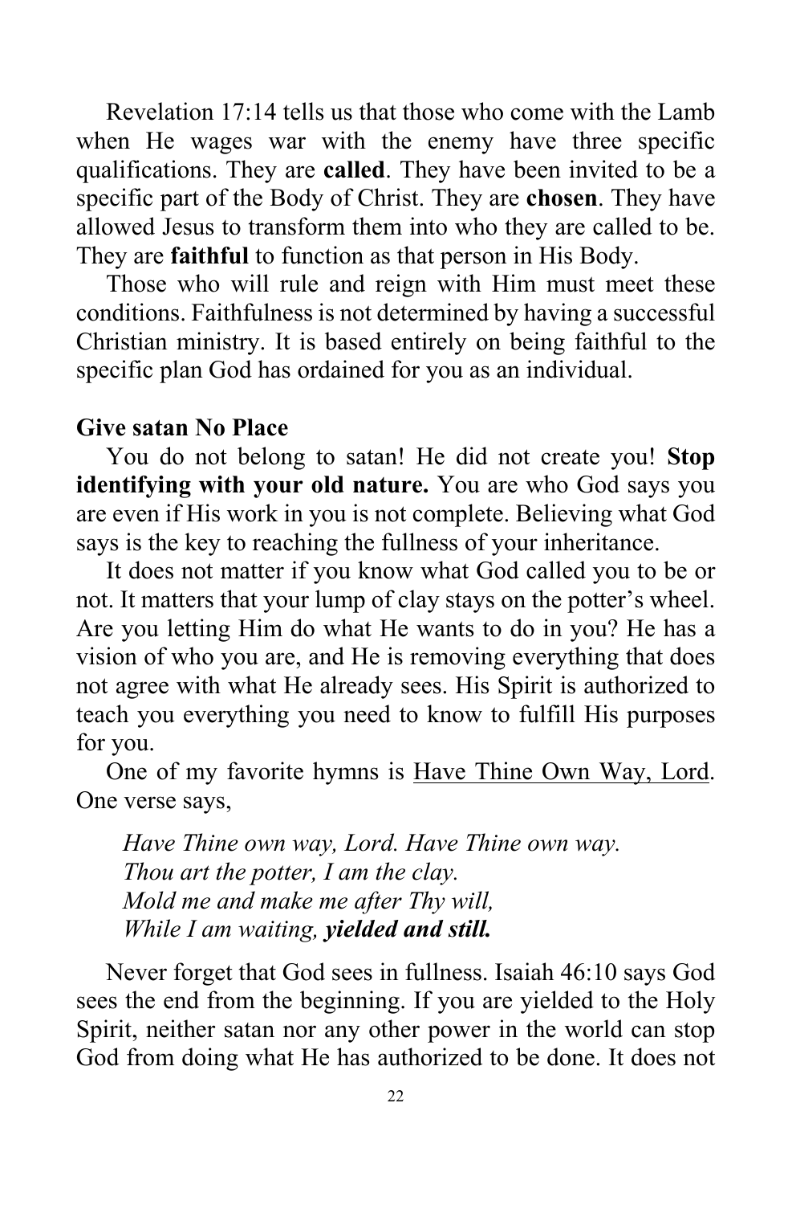Revelation 17:14 tells us that those who come with the Lamb when He wages war with the enemy have three specific qualifications. They are **called**. They have been invited to be a specific part of the Body of Christ. They are **chosen**. They have allowed Jesus to transform them into who they are called to be. They are **faithful** to function as that person in His Body.

Those who will rule and reign with Him must meet these conditions. Faithfulness is not determined by having a successful Christian ministry. It is based entirely on being faithful to the specific plan God has ordained for you as an individual.

**Give satan No Place**

You do not belong to satan! He did not create you! **Stop identifying with your old nature.** You are who God says you are even if His work in you is not complete. Believing what God says is the key to reaching the fullness of your inheritance.

It does not matter if you know what God called you to be or not. It matters that your lump of clay stays on the potter's wheel. Are you letting Him do what He wants to do in you? He has a vision of who you are, and He is removing everything that does not agree with what He already sees. His Spirit is authorized to teach you everything you need to know to fulfill His purposes for you.

One of my favorite hymns is <u>Have Thine Own Way, Lord</u>. One verse says,

> *Have Thine own way, Lord. Have Thine own way.*
> *Thou art the potter, I am the clay.*
> *Mold me and make me after Thy will,*
> *While I am waiting, **yielded and still.***

Never forget that God sees in fullness. Isaiah 46:10 says God sees the end from the beginning. If you are yielded to the Holy Spirit, neither satan nor any other power in the world can stop God from doing what He has authorized to be done. It does not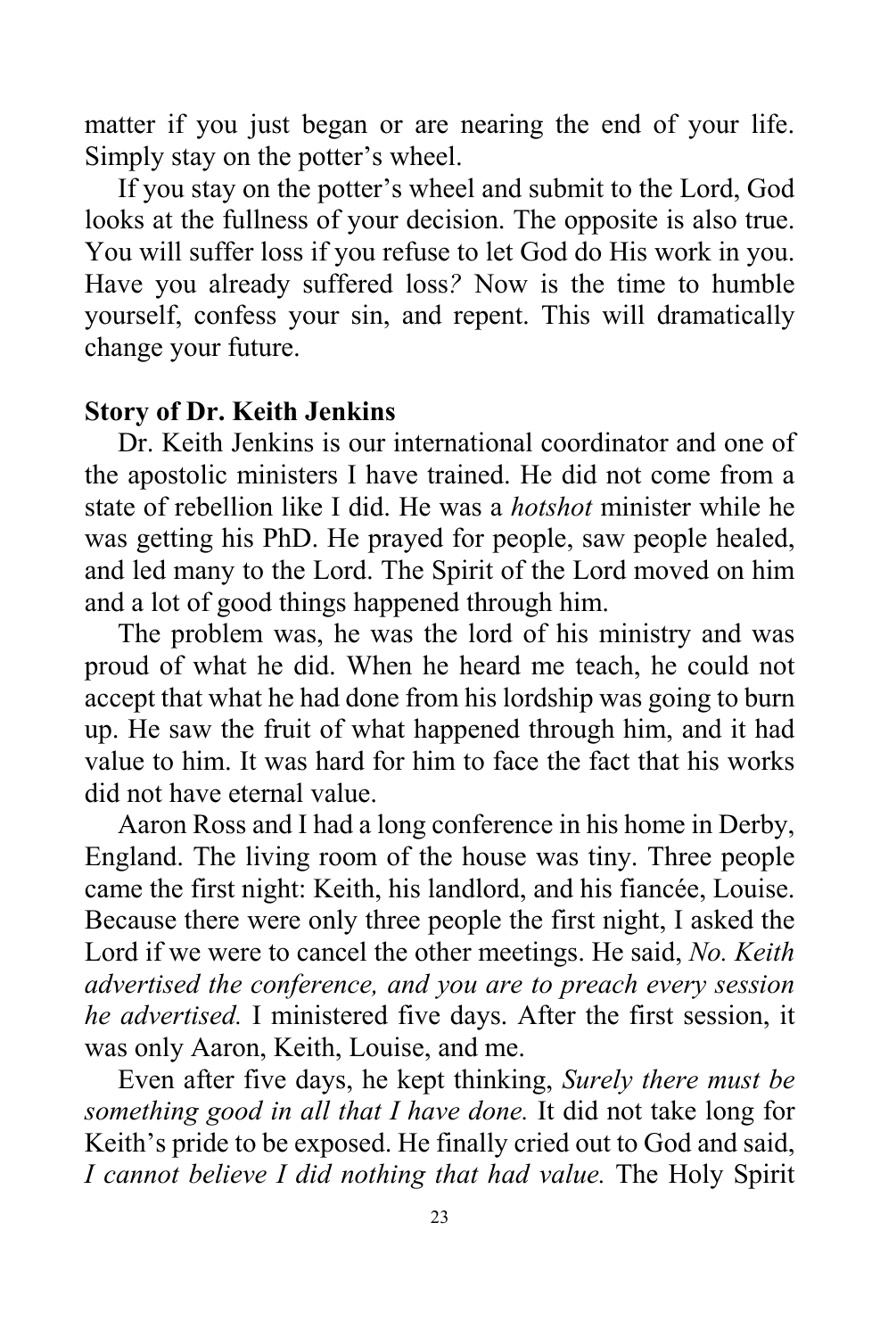matter if you just began or are nearing the end of your life. Simply stay on the potter's wheel.

If you stay on the potter's wheel and submit to the Lord, God looks at the fullness of your decision. The opposite is also true. You will suffer loss if you refuse to let God do His work in you. Have you already suffered loss*?* Now is the time to humble yourself, confess your sin, and repent. This will dramatically change your future.

**Story of Dr. Keith Jenkins**

Dr. Keith Jenkins is our international coordinator and one of the apostolic ministers I have trained. He did not come from a state of rebellion like I did. He was a *hotshot* minister while he was getting his PhD. He prayed for people, saw people healed, and led many to the Lord. The Spirit of the Lord moved on him and a lot of good things happened through him.

The problem was, he was the lord of his ministry and was proud of what he did. When he heard me teach, he could not accept that what he had done from his lordship was going to burn up. He saw the fruit of what happened through him, and it had value to him. It was hard for him to face the fact that his works did not have eternal value.

Aaron Ross and I had a long conference in his home in Derby, England. The living room of the house was tiny. Three people came the first night: Keith, his landlord, and his fiancée, Louise. Because there were only three people the first night, I asked the Lord if we were to cancel the other meetings. He said, *No. Keith advertised the conference, and you are to preach every session he advertised.* I ministered five days. After the first session, it was only Aaron, Keith, Louise, and me.

Even after five days, he kept thinking, *Surely there must be something good in all that I have done.* It did not take long for Keith's pride to be exposed. He finally cried out to God and said, *I cannot believe I did nothing that had value.* The Holy Spirit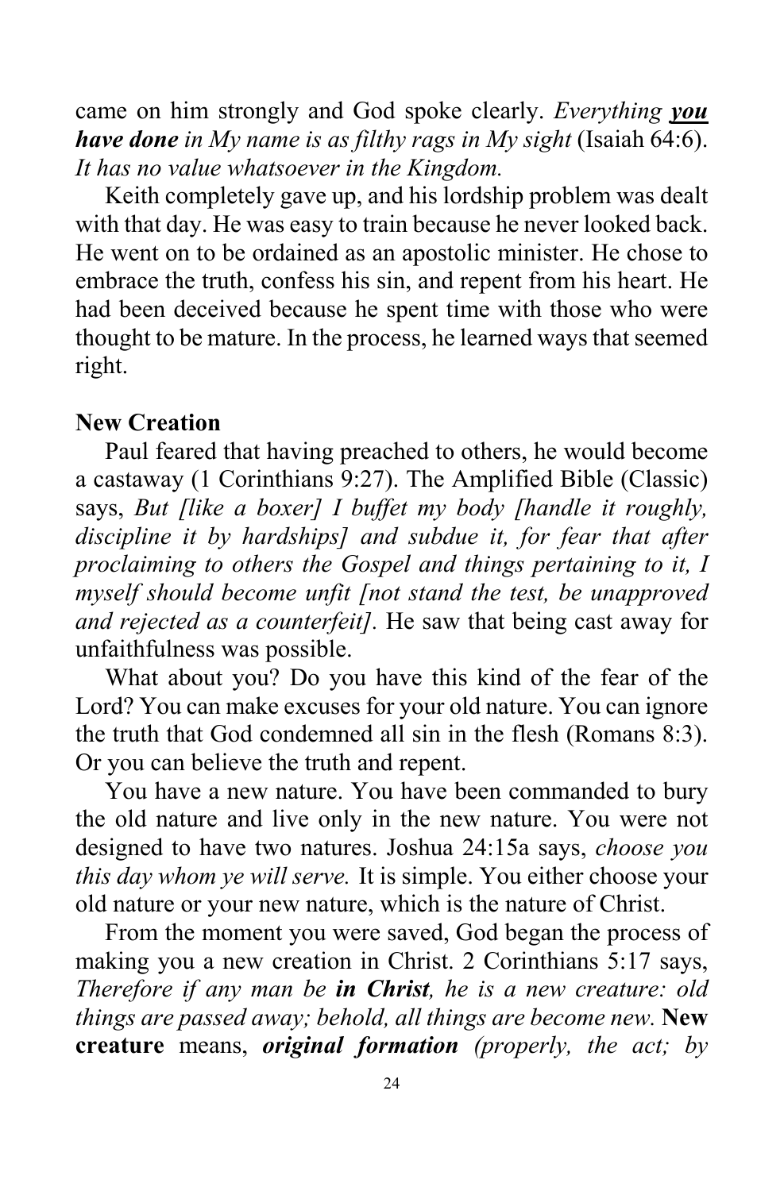came on him strongly and God spoke clearly. *Everything **you have done** in My name is as filthy rags in My sight* (Isaiah 64:6). *It has no value whatsoever in the Kingdom.*

Keith completely gave up, and his lordship problem was dealt with that day. He was easy to train because he never looked back. He went on to be ordained as an apostolic minister. He chose to embrace the truth, confess his sin, and repent from his heart. He had been deceived because he spent time with those who were thought to be mature. In the process, he learned ways that seemed right.

**New Creation**

Paul feared that having preached to others, he would become a castaway (1 Corinthians 9:27). The Amplified Bible (Classic) says, *But [like a boxer] I buffet my body [handle it roughly, discipline it by hardships] and subdue it, for fear that after proclaiming to others the Gospel and things pertaining to it, I myself should become unfit [not stand the test, be unapproved and rejected as a counterfeit].* He saw that being cast away for unfaithfulness was possible.

What about you? Do you have this kind of the fear of the Lord? You can make excuses for your old nature. You can ignore the truth that God condemned all sin in the flesh (Romans 8:3). Or you can believe the truth and repent.

You have a new nature. You have been commanded to bury the old nature and live only in the new nature. You were not designed to have two natures. Joshua 24:15a says, *choose you this day whom ye will serve.* It is simple. You either choose your old nature or your new nature, which is the nature of Christ.

From the moment you were saved, God began the process of making you a new creation in Christ. 2 Corinthians 5:17 says, *Therefore if any man be **in Christ**, he is a new creature: old things are passed away; behold, all things are become new.* **New creature** means, ***original formation*** *(properly, the act; by*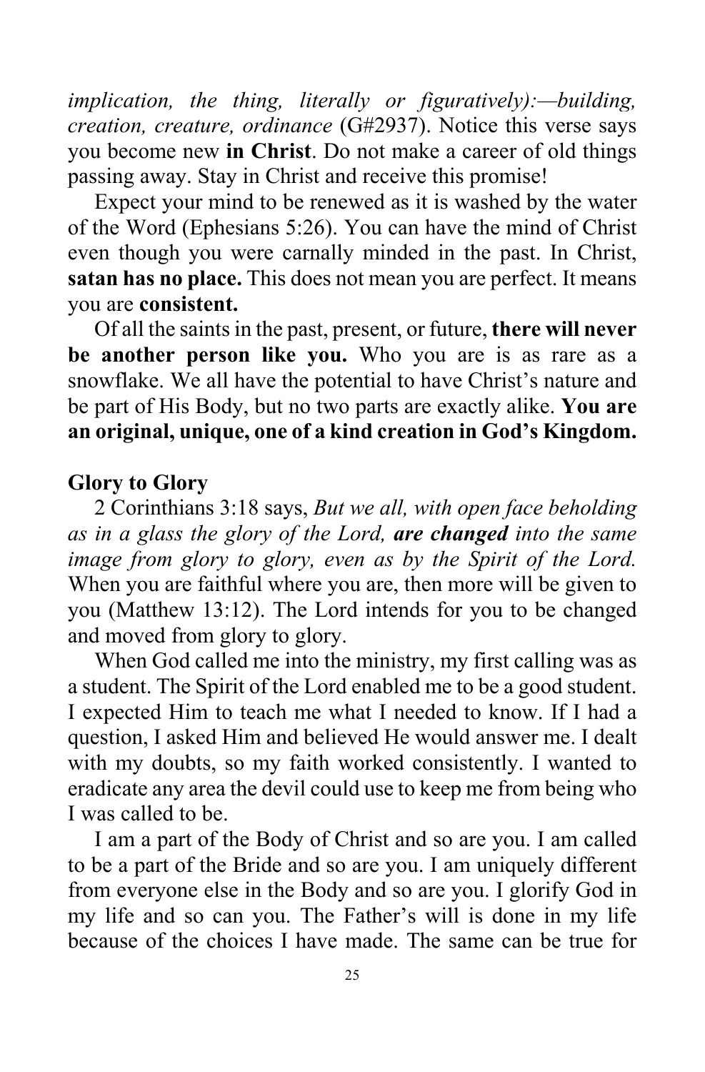*implication, the thing, literally or figuratively):—building, creation, creature, ordinance* (G#2937). Notice this verse says you become new **in Christ**. Do not make a career of old things passing away. Stay in Christ and receive this promise!

Expect your mind to be renewed as it is washed by the water of the Word (Ephesians 5:26). You can have the mind of Christ even though you were carnally minded in the past. In Christ, **satan has no place.** This does not mean you are perfect. It means you are **consistent.**

Of all the saints in the past, present, or future, **there will never be another person like you.** Who you are is as rare as a snowflake. We all have the potential to have Christ's nature and be part of His Body, but no two parts are exactly alike. **You are an original, unique, one of a kind creation in God's Kingdom.**

## Glory to Glory

2 Corinthians 3:18 says, *But we all, with open face beholding as in a glass the glory of the Lord, **are changed** into the same image from glory to glory, even as by the Spirit of the Lord.* When you are faithful where you are, then more will be given to you (Matthew 13:12). The Lord intends for you to be changed and moved from glory to glory.

When God called me into the ministry, my first calling was as a student. The Spirit of the Lord enabled me to be a good student. I expected Him to teach me what I needed to know. If I had a question, I asked Him and believed He would answer me. I dealt with my doubts, so my faith worked consistently. I wanted to eradicate any area the devil could use to keep me from being who I was called to be.

I am a part of the Body of Christ and so are you. I am called to be a part of the Bride and so are you. I am uniquely different from everyone else in the Body and so are you. I glorify God in my life and so can you. The Father's will is done in my life because of the choices I have made. The same can be true for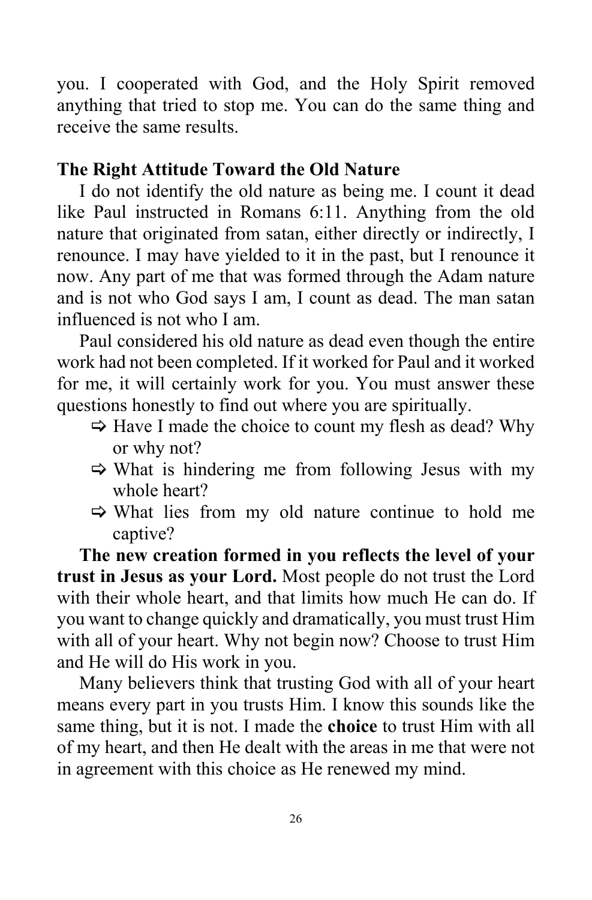you. I cooperated with God, and the Holy Spirit removed anything that tried to stop me. You can do the same thing and receive the same results.

**The Right Attitude Toward the Old Nature**

I do not identify the old nature as being me. I count it dead like Paul instructed in Romans 6:11. Anything from the old nature that originated from satan, either directly or indirectly, I renounce. I may have yielded to it in the past, but I renounce it now. Any part of me that was formed through the Adam nature and is not who God says I am, I count as dead. The man satan influenced is not who I am.

Paul considered his old nature as dead even though the entire work had not been completed. If it worked for Paul and it worked for me, it will certainly work for you. You must answer these questions honestly to find out where you are spiritually.

- ⇨ Have I made the choice to count my flesh as dead? Why or why not?
- ⇨ What is hindering me from following Jesus with my whole heart?
- ⇨ What lies from my old nature continue to hold me captive?

**The new creation formed in you reflects the level of your trust in Jesus as your Lord.** Most people do not trust the Lord with their whole heart, and that limits how much He can do. If you want to change quickly and dramatically, you must trust Him with all of your heart. Why not begin now? Choose to trust Him and He will do His work in you.

Many believers think that trusting God with all of your heart means every part in you trusts Him. I know this sounds like the same thing, but it is not. I made the **choice** to trust Him with all of my heart, and then He dealt with the areas in me that were not in agreement with this choice as He renewed my mind.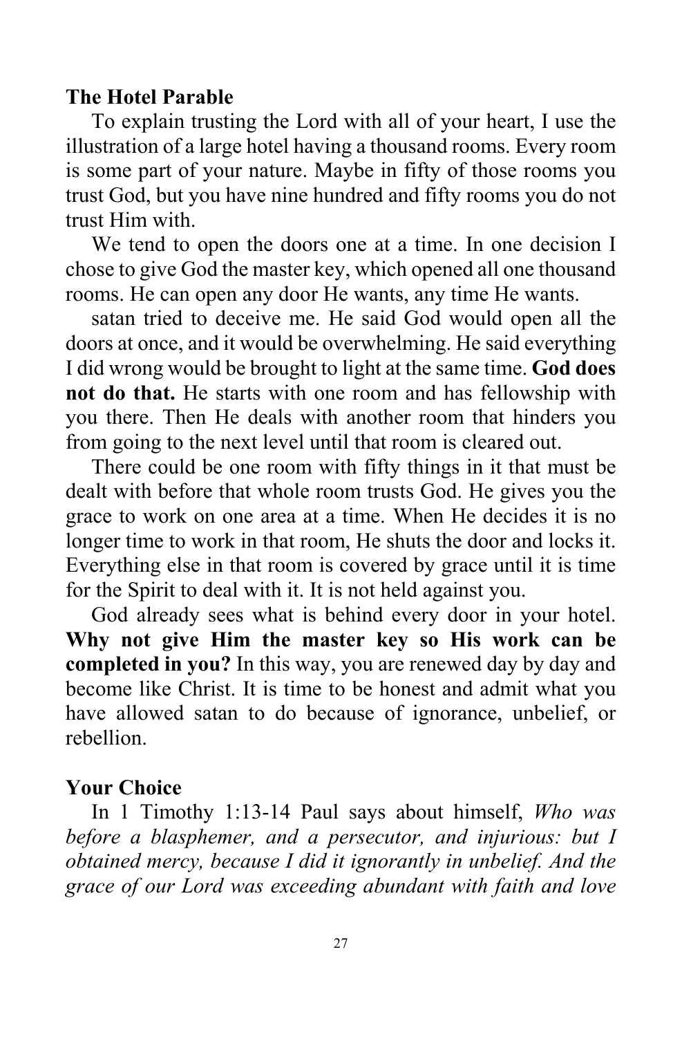**The Hotel Parable**

To explain trusting the Lord with all of your heart, I use the illustration of a large hotel having a thousand rooms. Every room is some part of your nature. Maybe in fifty of those rooms you trust God, but you have nine hundred and fifty rooms you do not trust Him with.

We tend to open the doors one at a time. In one decision I chose to give God the master key, which opened all one thousand rooms. He can open any door He wants, any time He wants.

satan tried to deceive me. He said God would open all the doors at once, and it would be overwhelming. He said everything I did wrong would be brought to light at the same time. **God does not do that.** He starts with one room and has fellowship with you there. Then He deals with another room that hinders you from going to the next level until that room is cleared out.

There could be one room with fifty things in it that must be dealt with before that whole room trusts God. He gives you the grace to work on one area at a time. When He decides it is no longer time to work in that room, He shuts the door and locks it. Everything else in that room is covered by grace until it is time for the Spirit to deal with it. It is not held against you.

God already sees what is behind every door in your hotel. **Why not give Him the master key so His work can be completed in you?** In this way, you are renewed day by day and become like Christ. It is time to be honest and admit what you have allowed satan to do because of ignorance, unbelief, or rebellion.

**Your Choice**

In 1 Timothy 1:13-14 Paul says about himself, *Who was before a blasphemer, and a persecutor, and injurious: but I obtained mercy, because I did it ignorantly in unbelief. And the grace of our Lord was exceeding abundant with faith and love*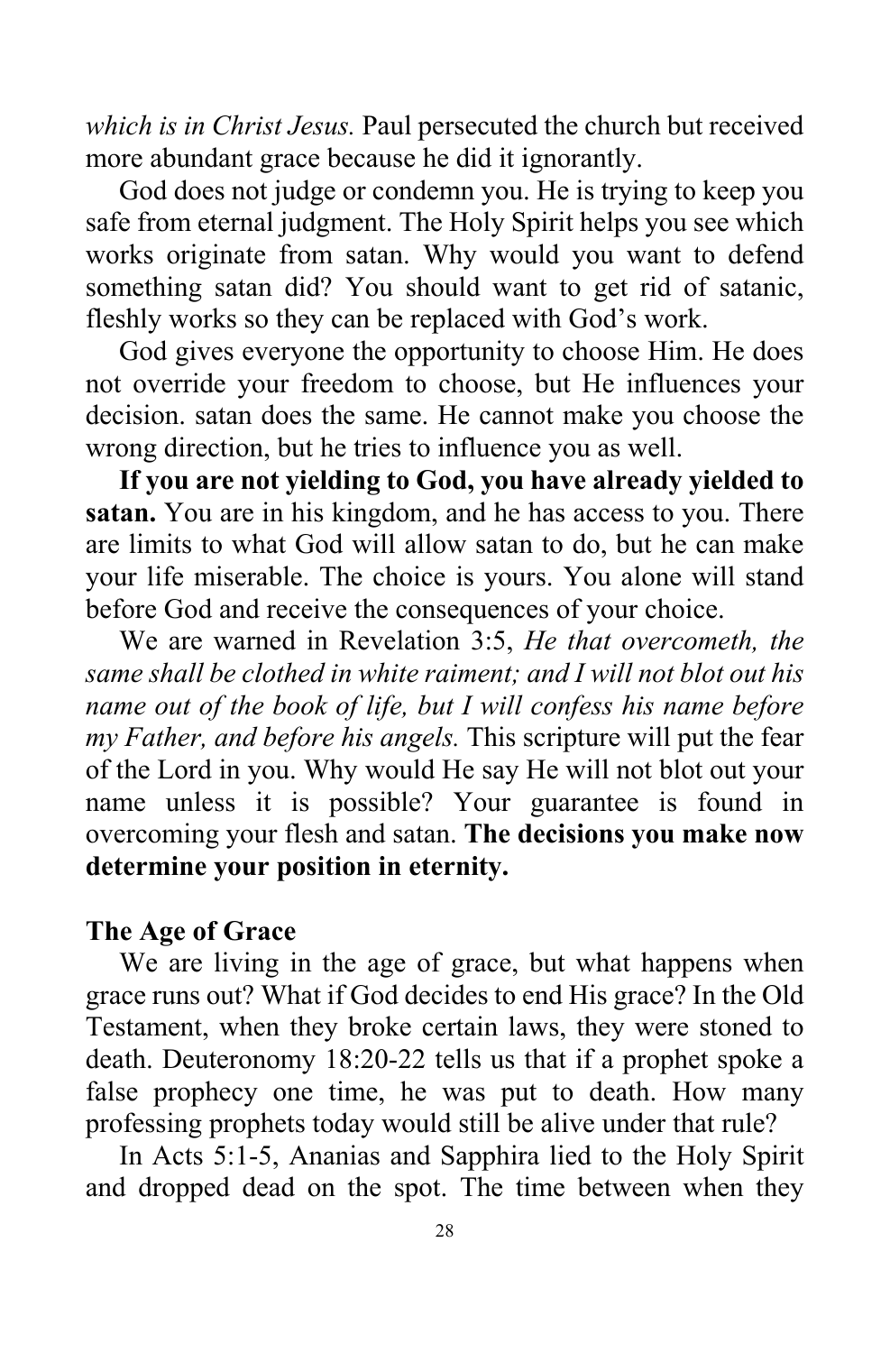*which is in Christ Jesus.* Paul persecuted the church but received more abundant grace because he did it ignorantly.

God does not judge or condemn you. He is trying to keep you safe from eternal judgment. The Holy Spirit helps you see which works originate from satan. Why would you want to defend something satan did? You should want to get rid of satanic, fleshly works so they can be replaced with God's work.

God gives everyone the opportunity to choose Him. He does not override your freedom to choose, but He influences your decision. satan does the same. He cannot make you choose the wrong direction, but he tries to influence you as well.

**If you are not yielding to God, you have already yielded to satan.** You are in his kingdom, and he has access to you. There are limits to what God will allow satan to do, but he can make your life miserable. The choice is yours. You alone will stand before God and receive the consequences of your choice.

We are warned in Revelation 3:5, *He that overcometh, the same shall be clothed in white raiment; and I will not blot out his name out of the book of life, but I will confess his name before my Father, and before his angels.* This scripture will put the fear of the Lord in you. Why would He say He will not blot out your name unless it is possible? Your guarantee is found in overcoming your flesh and satan. **The decisions you make now determine your position in eternity.**

## The Age of Grace

We are living in the age of grace, but what happens when grace runs out? What if God decides to end His grace? In the Old Testament, when they broke certain laws, they were stoned to death. Deuteronomy 18:20-22 tells us that if a prophet spoke a false prophecy one time, he was put to death. How many professing prophets today would still be alive under that rule?

In Acts 5:1-5, Ananias and Sapphira lied to the Holy Spirit and dropped dead on the spot. The time between when they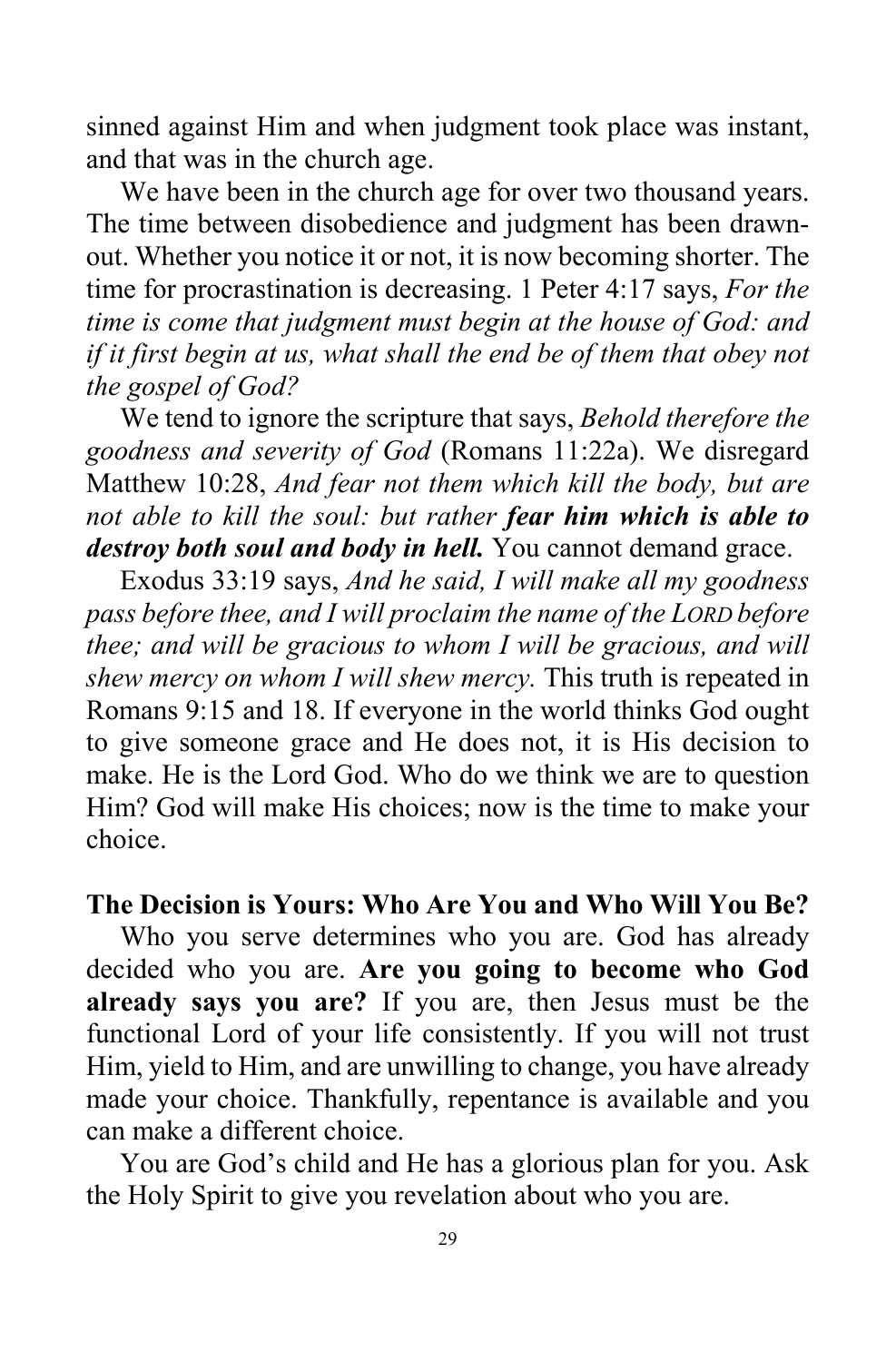sinned against Him and when judgment took place was instant, and that was in the church age.

We have been in the church age for over two thousand years. The time between disobedience and judgment has been drawn-out. Whether you notice it or not, it is now becoming shorter. The time for procrastination is decreasing. 1 Peter 4:17 says, *For the time is come that judgment must begin at the house of God: and if it first begin at us, what shall the end be of them that obey not the gospel of God?*

We tend to ignore the scripture that says, *Behold therefore the goodness and severity of God* (Romans 11:22a). We disregard Matthew 10:28, *And fear not them which kill the body, but are not able to kill the soul: but rather **fear him which is able to destroy both soul and body in hell.*** You cannot demand grace.

Exodus 33:19 says, *And he said, I will make all my goodness pass before thee, and I will proclaim the name of the LORD before thee; and will be gracious to whom I will be gracious, and will shew mercy on whom I will shew mercy.* This truth is repeated in Romans 9:15 and 18. If everyone in the world thinks God ought to give someone grace and He does not, it is His decision to make. He is the Lord God. Who do we think we are to question Him? God will make His choices; now is the time to make your choice.

**The Decision is Yours: Who Are You and Who Will You Be?**

Who you serve determines who you are. God has already decided who you are. **Are you going to become who God already says you are?** If you are, then Jesus must be the functional Lord of your life consistently. If you will not trust Him, yield to Him, and are unwilling to change, you have already made your choice. Thankfully, repentance is available and you can make a different choice.

You are God's child and He has a glorious plan for you. Ask the Holy Spirit to give you revelation about who you are.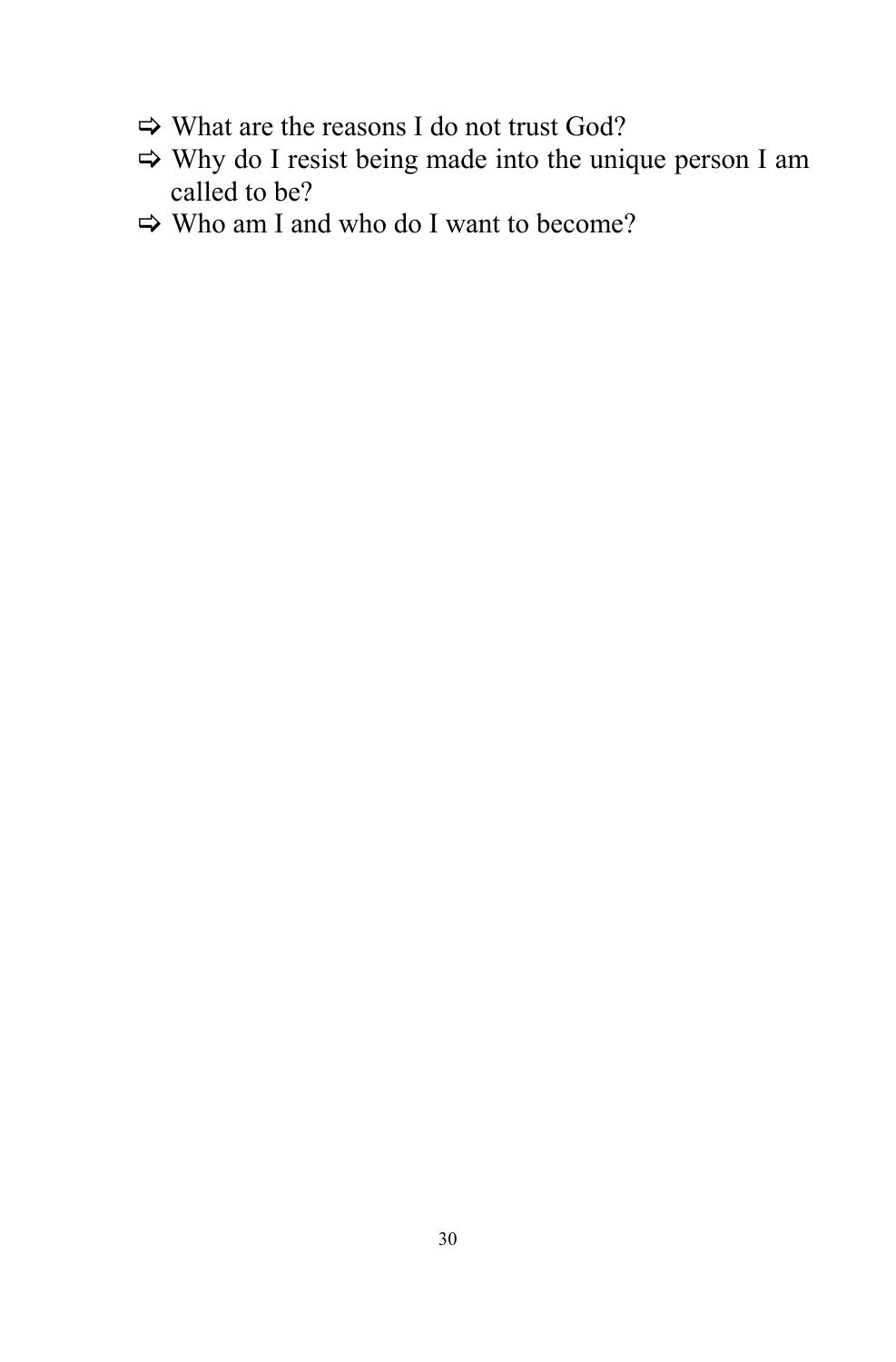- ⇨ What are the reasons I do not trust God?
- ⇨ Why do I resist being made into the unique person I am called to be?
- ⇨ Who am I and who do I want to become?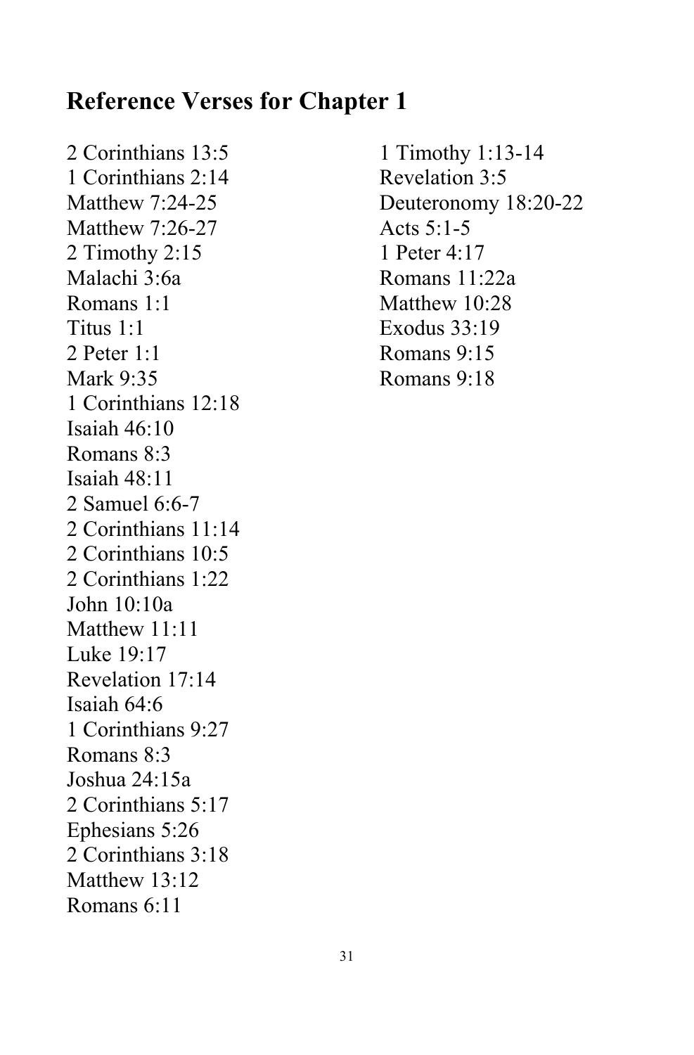## Reference Verses for Chapter 1

2 Corinthians 13:5
1 Corinthians 2:14
Matthew 7:24-25
Matthew 7:26-27
2 Timothy 2:15
Malachi 3:6a
Romans 1:1
Titus 1:1
2 Peter 1:1
Mark 9:35
1 Corinthians 12:18
Isaiah 46:10
Romans 8:3
Isaiah 48:11
2 Samuel 6:6-7
2 Corinthians 11:14
2 Corinthians 10:5
2 Corinthians 1:22
John 10:10a
Matthew 11:11
Luke 19:17
Revelation 17:14
Isaiah 64:6
1 Corinthians 9:27
Romans 8:3
Joshua 24:15a
2 Corinthians 5:17
Ephesians 5:26
2 Corinthians 3:18
Matthew 13:12
Romans 6:11
1 Timothy 1:13-14
Revelation 3:5
Deuteronomy 18:20-22
Acts 5:1-5
1 Peter 4:17
Romans 11:22a
Matthew 10:28
Exodus 33:19
Romans 9:15
Romans 9:18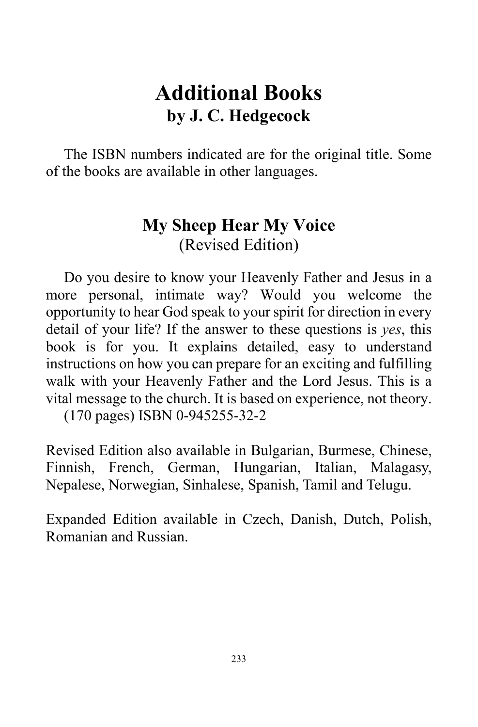# Additional Books
## by J. C. Hedgecock

The ISBN numbers indicated are for the original title. Some of the books are available in other languages.

### My Sheep Hear My Voice
(Revised Edition)

Do you desire to know your Heavenly Father and Jesus in a more personal, intimate way? Would you welcome the opportunity to hear God speak to your spirit for direction in every detail of your life? If the answer to these questions is *yes*, this book is for you. It explains detailed, easy to understand instructions on how you can prepare for an exciting and fulfilling walk with your Heavenly Father and the Lord Jesus. This is a vital message to the church. It is based on experience, not theory.

(170 pages) ISBN 0-945255-32-2

Revised Edition also available in Bulgarian, Burmese, Chinese, Finnish, French, German, Hungarian, Italian, Malagasy, Nepalese, Norwegian, Sinhalese, Spanish, Tamil and Telugu.

Expanded Edition available in Czech, Danish, Dutch, Polish, Romanian and Russian.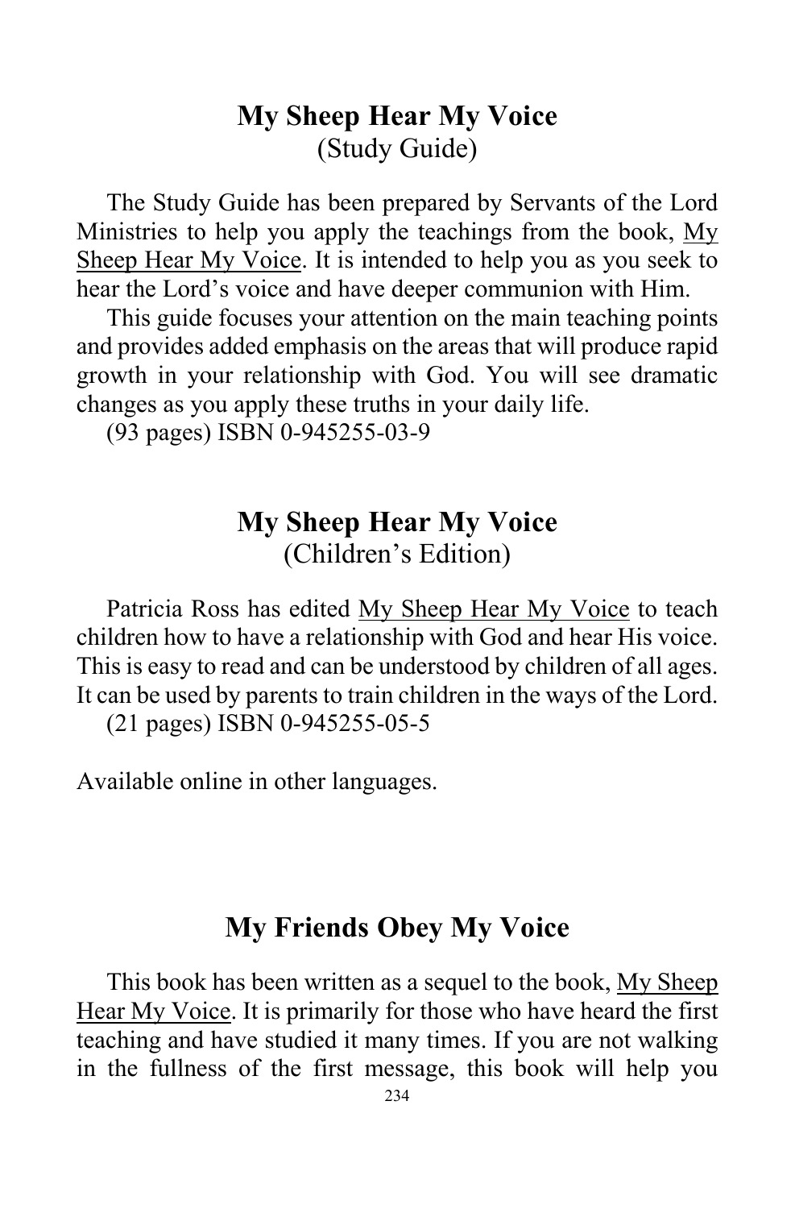## My Sheep Hear My Voice
(Study Guide)

The Study Guide has been prepared by Servants of the Lord Ministries to help you apply the teachings from the book, My Sheep Hear My Voice. It is intended to help you as you seek to hear the Lord's voice and have deeper communion with Him.

This guide focuses your attention on the main teaching points and provides added emphasis on the areas that will produce rapid growth in your relationship with God. You will see dramatic changes as you apply these truths in your daily life.

(93 pages) ISBN 0-945255-03-9

## My Sheep Hear My Voice
(Children's Edition)

Patricia Ross has edited My Sheep Hear My Voice to teach children how to have a relationship with God and hear His voice. This is easy to read and can be understood by children of all ages. It can be used by parents to train children in the ways of the Lord.

(21 pages) ISBN 0-945255-05-5

Available online in other languages.

## My Friends Obey My Voice

This book has been written as a sequel to the book, My Sheep Hear My Voice. It is primarily for those who have heard the first teaching and have studied it many times. If you are not walking in the fullness of the first message, this book will help you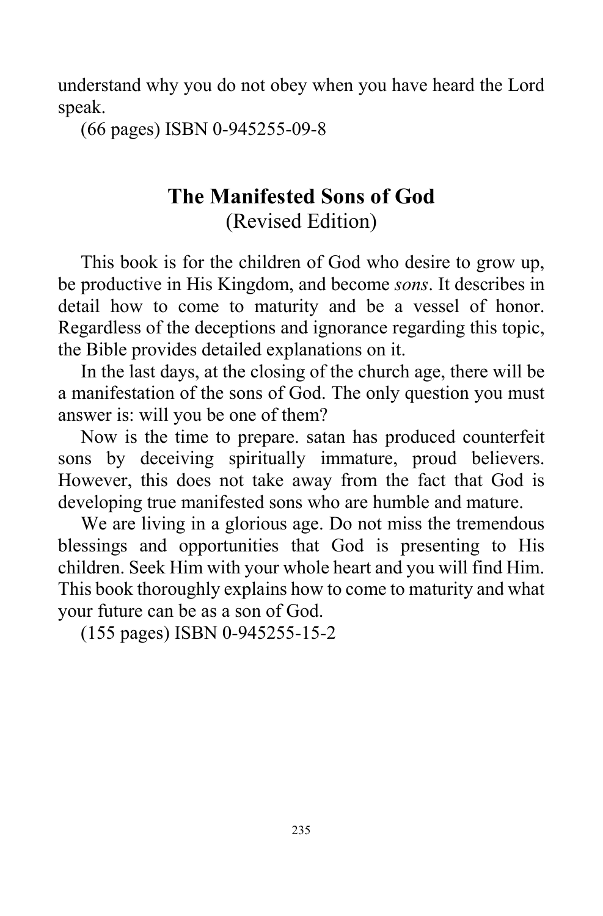understand why you do not obey when you have heard the Lord speak.

(66 pages) ISBN 0-945255-09-8

## The Manifested Sons of God
(Revised Edition)

This book is for the children of God who desire to grow up, be productive in His Kingdom, and become *sons*. It describes in detail how to come to maturity and be a vessel of honor. Regardless of the deceptions and ignorance regarding this topic, the Bible provides detailed explanations on it.

In the last days, at the closing of the church age, there will be a manifestation of the sons of God. The only question you must answer is: will you be one of them?

Now is the time to prepare. satan has produced counterfeit sons by deceiving spiritually immature, proud believers. However, this does not take away from the fact that God is developing true manifested sons who are humble and mature.

We are living in a glorious age. Do not miss the tremendous blessings and opportunities that God is presenting to His children. Seek Him with your whole heart and you will find Him. This book thoroughly explains how to come to maturity and what your future can be as a son of God.

(155 pages) ISBN 0-945255-15-2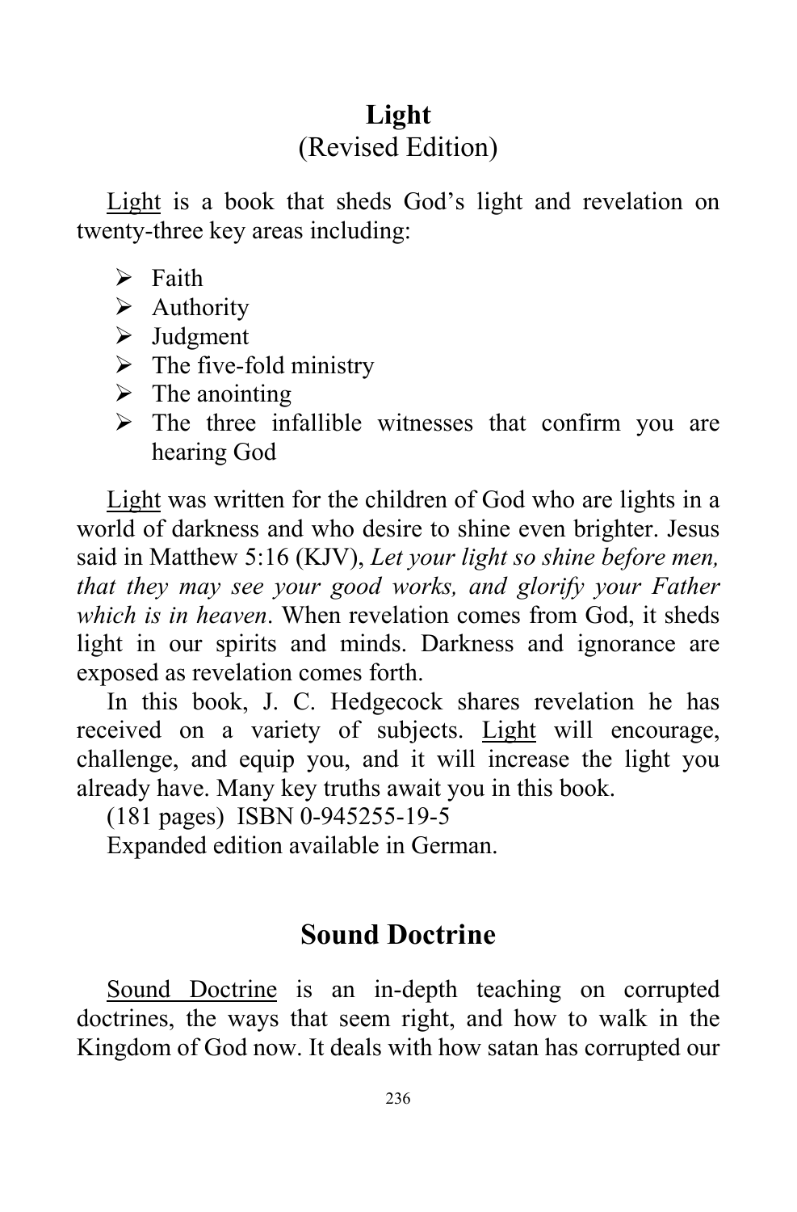## Light
(Revised Edition)

Light is a book that sheds God's light and revelation on twenty-three key areas including:

- Faith
- Authority
- Judgment
- The five-fold ministry
- The anointing
- The three infallible witnesses that confirm you are hearing God

Light was written for the children of God who are lights in a world of darkness and who desire to shine even brighter. Jesus said in Matthew 5:16 (KJV), *Let your light so shine before men, that they may see your good works, and glorify your Father which is in heaven*. When revelation comes from God, it sheds light in our spirits and minds. Darkness and ignorance are exposed as revelation comes forth.

In this book, J. C. Hedgecock shares revelation he has received on a variety of subjects. Light will encourage, challenge, and equip you, and it will increase the light you already have. Many key truths await you in this book.

(181 pages) ISBN 0-945255-19-5

Expanded edition available in German.

## Sound Doctrine

Sound Doctrine is an in-depth teaching on corrupted doctrines, the ways that seem right, and how to walk in the Kingdom of God now. It deals with how satan has corrupted our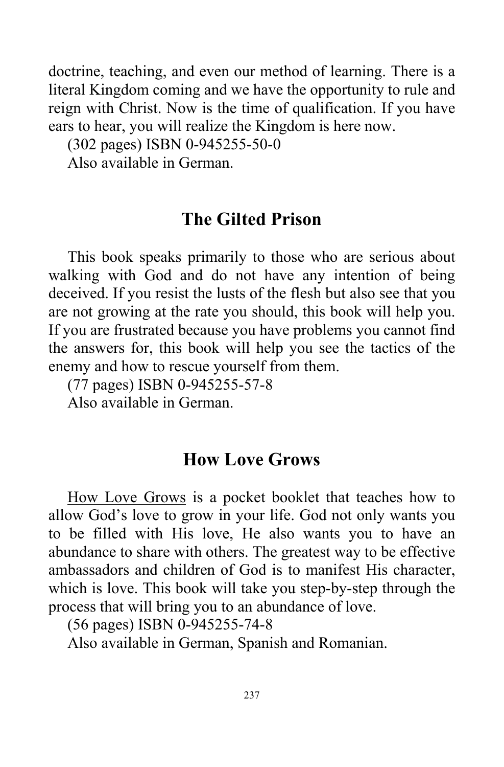doctrine, teaching, and even our method of learning. There is a literal Kingdom coming and we have the opportunity to rule and reign with Christ. Now is the time of qualification. If you have ears to hear, you will realize the Kingdom is here now.

(302 pages) ISBN 0-945255-50-0

Also available in German.

## The Gilted Prison

This book speaks primarily to those who are serious about walking with God and do not have any intention of being deceived. If you resist the lusts of the flesh but also see that you are not growing at the rate you should, this book will help you. If you are frustrated because you have problems you cannot find the answers for, this book will help you see the tactics of the enemy and how to rescue yourself from them.

(77 pages) ISBN 0-945255-57-8

Also available in German.

## How Love Grows

<u>How Love Grows</u> is a pocket booklet that teaches how to allow God's love to grow in your life. God not only wants you to be filled with His love, He also wants you to have an abundance to share with others. The greatest way to be effective ambassadors and children of God is to manifest His character, which is love. This book will take you step-by-step through the process that will bring you to an abundance of love.

(56 pages) ISBN 0-945255-74-8

Also available in German, Spanish and Romanian.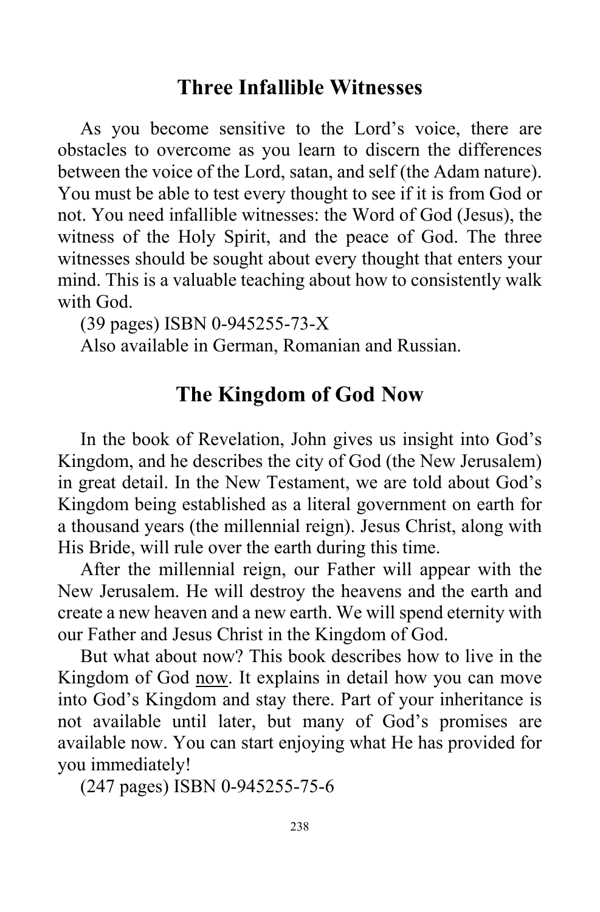## Three Infallible Witnesses

As you become sensitive to the Lord's voice, there are obstacles to overcome as you learn to discern the differences between the voice of the Lord, satan, and self (the Adam nature). You must be able to test every thought to see if it is from God or not. You need infallible witnesses: the Word of God (Jesus), the witness of the Holy Spirit, and the peace of God. The three witnesses should be sought about every thought that enters your mind. This is a valuable teaching about how to consistently walk with God.

(39 pages) ISBN 0-945255-73-X

Also available in German, Romanian and Russian.

## The Kingdom of God Now

In the book of Revelation, John gives us insight into God's Kingdom, and he describes the city of God (the New Jerusalem) in great detail. In the New Testament, we are told about God's Kingdom being established as a literal government on earth for a thousand years (the millennial reign). Jesus Christ, along with His Bride, will rule over the earth during this time.

After the millennial reign, our Father will appear with the New Jerusalem. He will destroy the heavens and the earth and create a new heaven and a new earth. We will spend eternity with our Father and Jesus Christ in the Kingdom of God.

But what about now? This book describes how to live in the Kingdom of God <u>now</u>. It explains in detail how you can move into God's Kingdom and stay there. Part of your inheritance is not available until later, but many of God's promises are available now. You can start enjoying what He has provided for you immediately!

(247 pages) ISBN 0-945255-75-6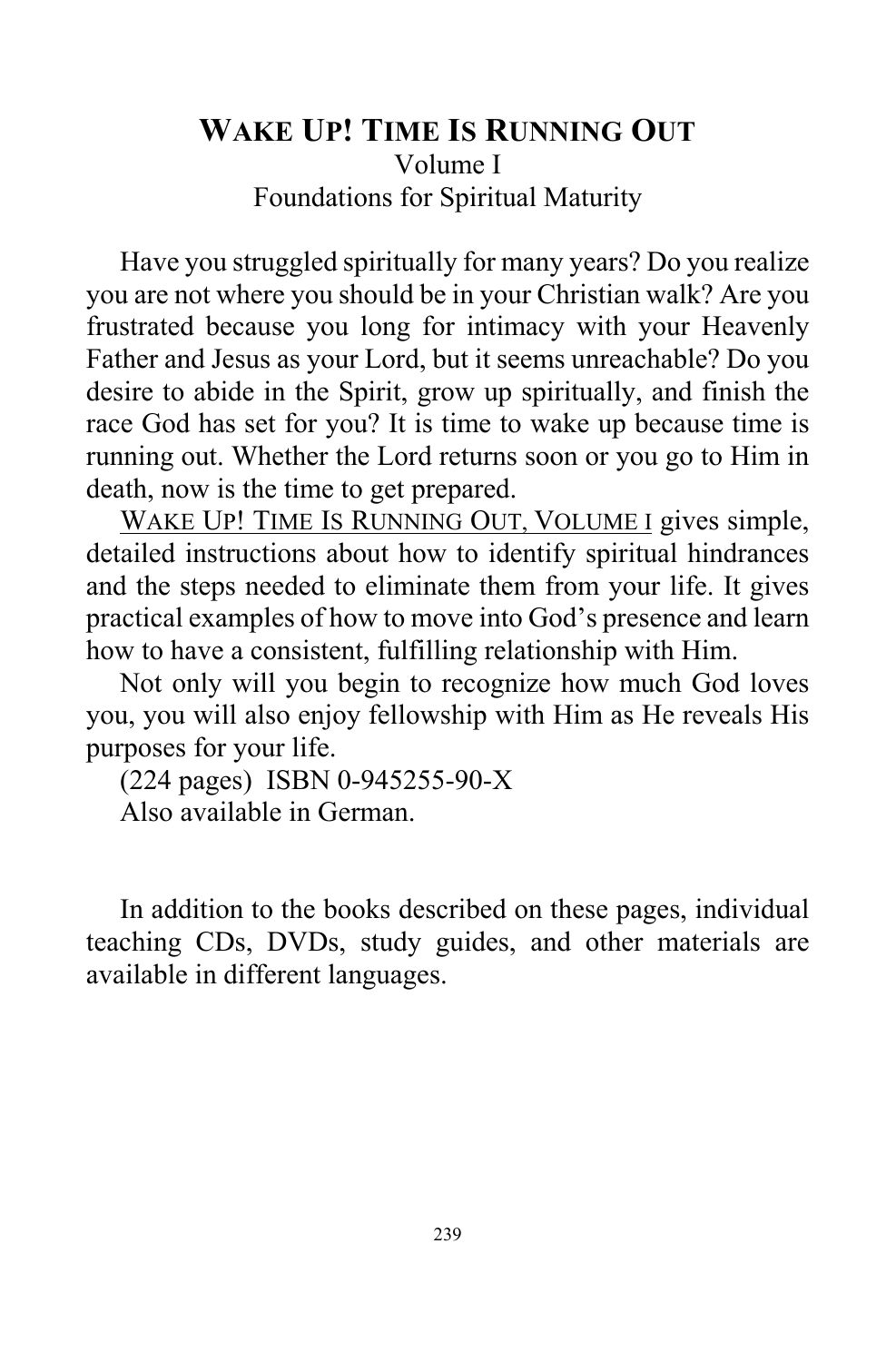## WAKE UP! TIME IS RUNNING OUT

Volume I

Foundations for Spiritual Maturity

Have you struggled spiritually for many years? Do you realize you are not where you should be in your Christian walk? Are you frustrated because you long for intimacy with your Heavenly Father and Jesus as your Lord, but it seems unreachable? Do you desire to abide in the Spirit, grow up spiritually, and finish the race God has set for you? It is time to wake up because time is running out. Whether the Lord returns soon or you go to Him in death, now is the time to get prepared.

WAKE UP! TIME IS RUNNING OUT, VOLUME I gives simple, detailed instructions about how to identify spiritual hindrances and the steps needed to eliminate them from your life. It gives practical examples of how to move into God's presence and learn how to have a consistent, fulfilling relationship with Him.

Not only will you begin to recognize how much God loves you, you will also enjoy fellowship with Him as He reveals His purposes for your life.

(224 pages) ISBN 0-945255-90-X

Also available in German.

In addition to the books described on these pages, individual teaching CDs, DVDs, study guides, and other materials are available in different languages.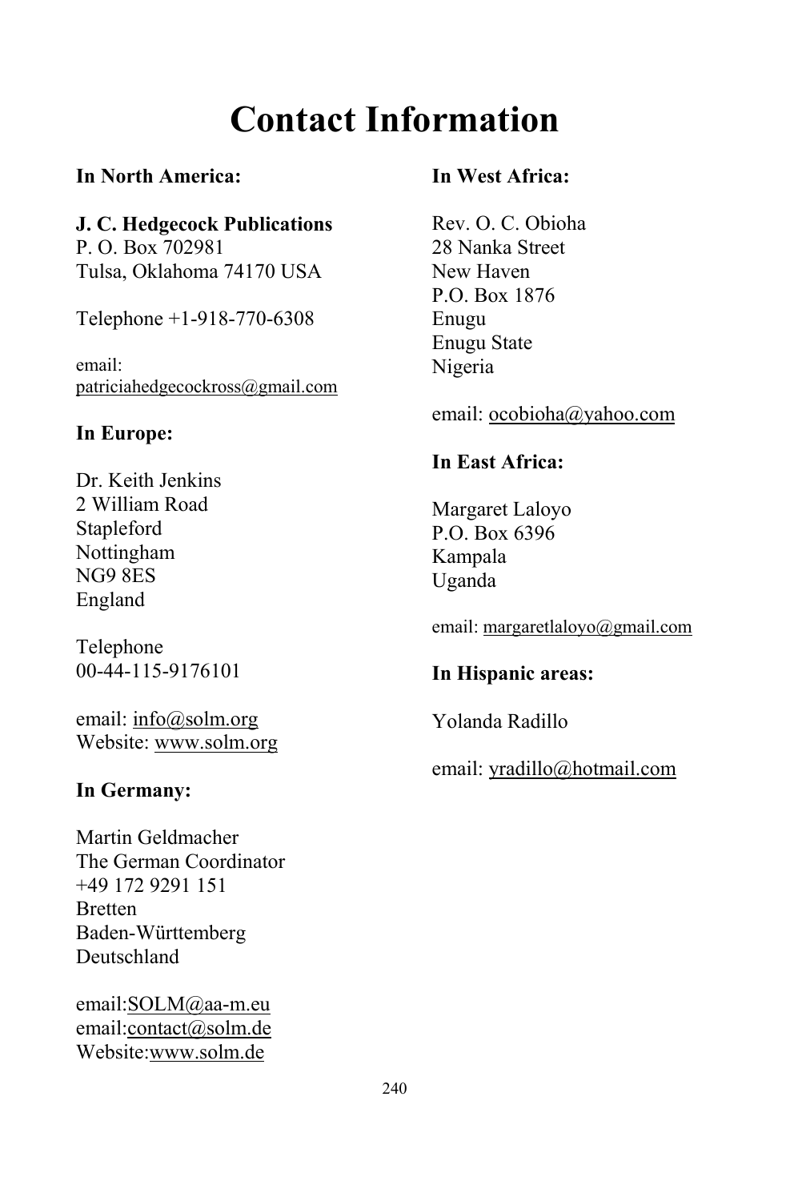# Contact Information

**In North America:**

**J. C. Hedgecock Publications**
P. O. Box 702981
Tulsa, Oklahoma 74170 USA

Telephone +1-918-770-6308

email:
patriciahedgecockross@gmail.com

**In Europe:**

Dr. Keith Jenkins
2 William Road
Stapleford
Nottingham
NG9 8ES
England

Telephone
00-44-115-9176101

email: info@solm.org
Website: www.solm.org

**In Germany:**

Martin Geldmacher
The German Coordinator
+49 172 9291 151
Bretten
Baden-Württemberg
Deutschland

email:SOLM@aa-m.eu
email:contact@solm.de
Website:www.solm.de

**In West Africa:**

Rev. O. C. Obioha
28 Nanka Street
New Haven
P.O. Box 1876
Enugu
Enugu State
Nigeria

email: ocobioha@yahoo.com

**In East Africa:**

Margaret Laloyo
P.O. Box 6396
Kampala
Uganda

email: margaretlaloyo@gmail.com

**In Hispanic areas:**

Yolanda Radillo

email: yradillo@hotmail.com